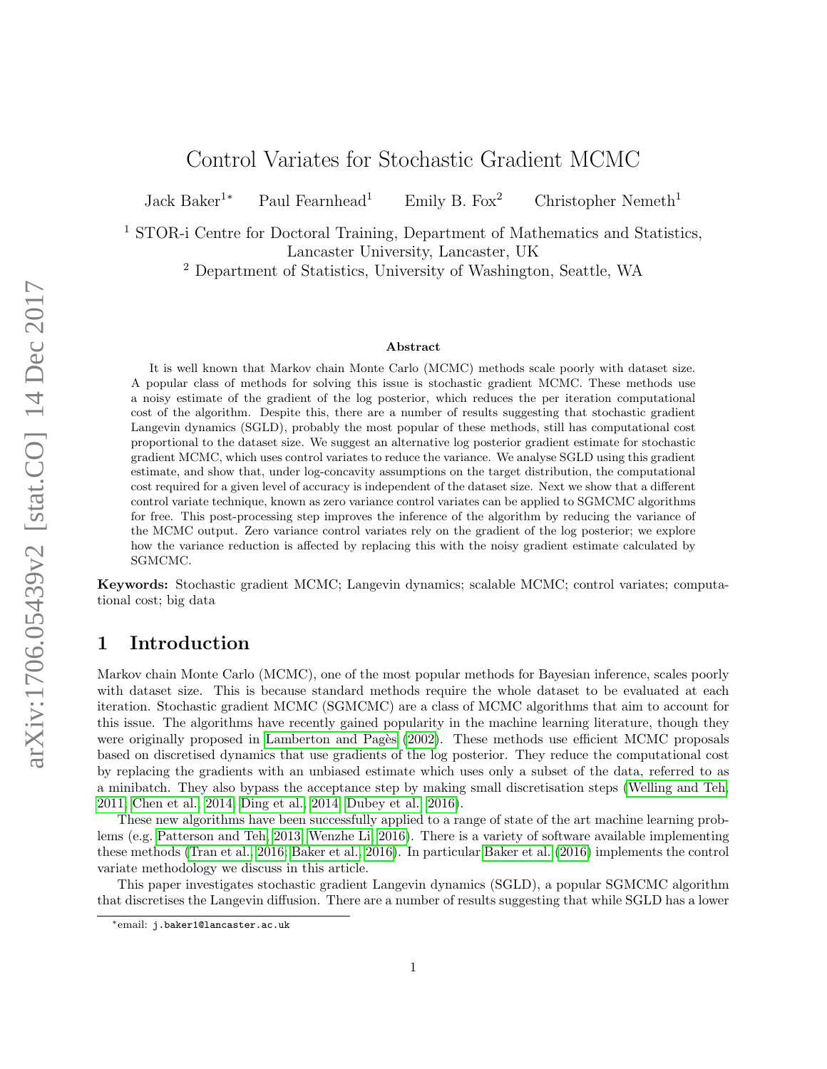# Control Variates for Stochastic Gradient MCMC

Jack Baker[1]* Paul Fearnhead[1] Emily B. Fox[2] Christopher Nemeth[1]

[1] STOR-i Centre for Doctoral Training, Department of Mathematics and Statistics, Lancaster University, Lancaster, UK

[2] Department of Statistics, University of Washington, Seattle, WA

### Abstract

It is well known that Markov chain Monte Carlo (MCMC) methods scale poorly with dataset size. A popular class of methods for solving this issue is stochastic gradient MCMC. These methods use a noisy estimate of the gradient of the log posterior, which reduces the per iteration computational cost of the algorithm. Despite this, there are a number of results suggesting that stochastic gradient Langevin dynamics (SGLD), probably the most popular of these methods, still has computational cost proportional to the dataset size. We suggest an alternative log posterior gradient estimate for stochastic gradient MCMC, which uses control variates to reduce the variance. We analyse SGLD using this gradient estimate, and show that, under log-concavity assumptions on the target distribution, the computational cost required for a given level of accuracy is independent of the dataset size. Next we show that a different control variate technique, known as zero variance control variates can be applied to SGMCMC algorithms for free. This post-processing step improves the inference of the algorithm by reducing the variance of the MCMC output. Zero variance control variates rely on the gradient of the log posterior; we explore how the variance reduction is affected by replacing this with the noisy gradient estimate calculated by SGMCMC.

**Keywords:** Stochastic gradient MCMC; Langevin dynamics; scalable MCMC; control variates; computational cost; big data

## 1 Introduction

Markov chain Monte Carlo (MCMC), one of the most popular methods for Bayesian inference, scales poorly with dataset size. This is because standard methods require the whole dataset to be evaluated at each iteration. Stochastic gradient MCMC (SGMCMC) are a class of MCMC algorithms that aim to account for this issue. The algorithms have recently gained popularity in the machine learning literature, though they were originally proposed in Lamberton and Pagès (2002). These methods use efficient MCMC proposals based on discretised dynamics that use gradients of the log posterior. They reduce the computational cost by replacing the gradients with an unbiased estimate which uses only a subset of the data, referred to as a minibatch. They also bypass the acceptance step by making small discretisation steps (Welling and Teh, 2011; Chen et al., 2014; Ding et al., 2014; Dubey et al., 2016).

These new algorithms have been successfully applied to a range of state of the art machine learning problems (e.g. Patterson and Teh, 2013; Wenzhe Li, 2016). There is a variety of software available implementing these methods (Tran et al., 2016; Baker et al., 2016). In particular Baker et al. (2016) implements the control variate methodology we discuss in this article.

This paper investigates stochastic gradient Langevin dynamics (SGLD), a popular SGMCMC algorithm that discretises the Langevin diffusion. There are a number of results suggesting that while SGLD has a lower

*email: j.baker1@lancaster.ac.uk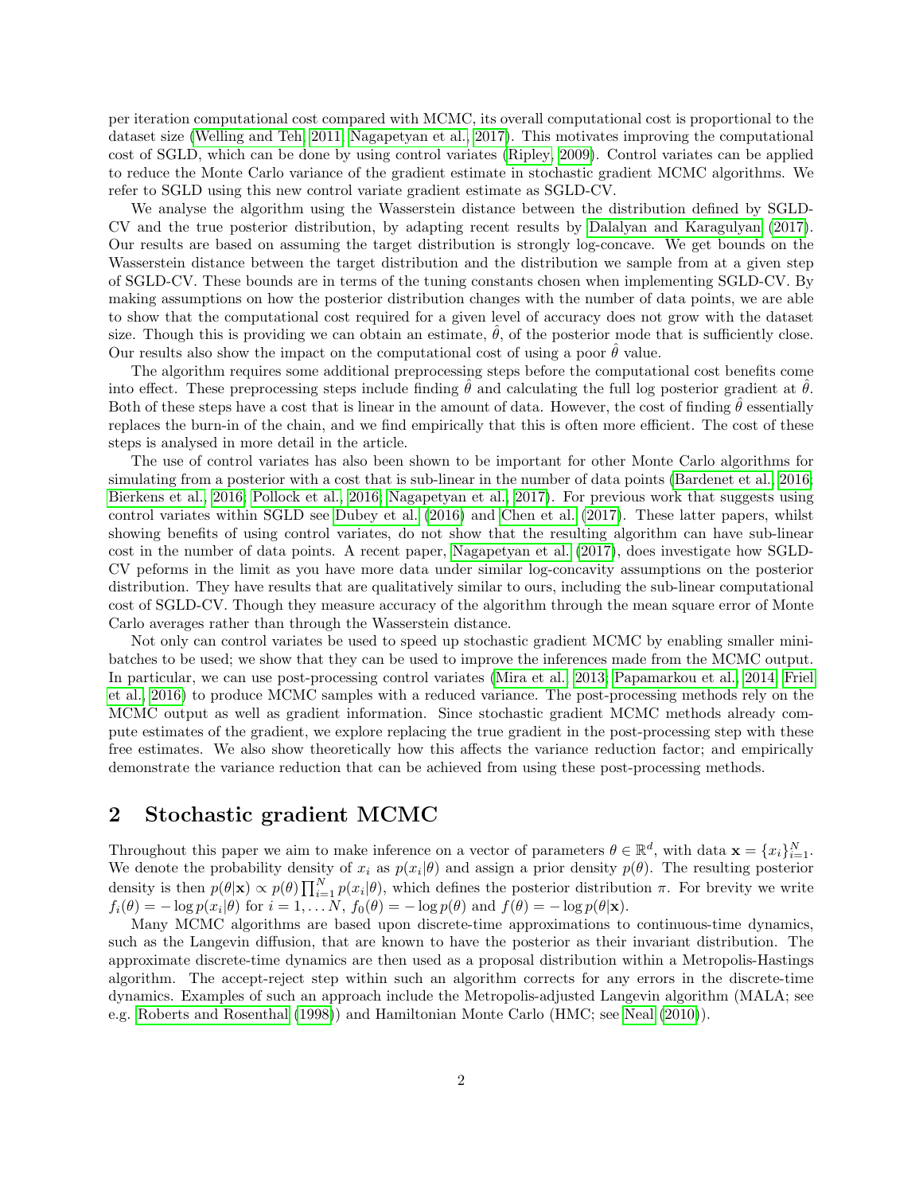per iteration computational cost compared with MCMC, its overall computational cost is proportional to the dataset size (Welling and Teh, 2011; Nagapetyan et al., 2017). This motivates improving the computational cost of SGLD, which can be done by using control variates (Ripley, 2009). Control variates can be applied to reduce the Monte Carlo variance of the gradient estimate in stochastic gradient MCMC algorithms. We refer to SGLD using this new control variate gradient estimate as SGLD-CV.

We analyse the algorithm using the Wasserstein distance between the distribution defined by SGLD-CV and the true posterior distribution, by adapting recent results by Dalalyan and Karagulyan (2017). Our results are based on assuming the target distribution is strongly log-concave. We get bounds on the Wasserstein distance between the target distribution and the distribution we sample from at a given step of SGLD-CV. These bounds are in terms of the tuning constants chosen when implementing SGLD-CV. By making assumptions on how the posterior distribution changes with the number of data points, we are able to show that the computational cost required for a given level of accuracy does not grow with the dataset size. Though this is providing we can obtain an estimate, $\hat{\theta}$, of the posterior mode that is sufficiently close. Our results also show the impact on the computational cost of using a poor $\hat{\theta}$ value.

The algorithm requires some additional preprocessing steps before the computational cost benefits come into effect. These preprocessing steps include finding $\hat{\theta}$ and calculating the full log posterior gradient at $\hat{\theta}$. Both of these steps have a cost that is linear in the amount of data. However, the cost of finding $\hat{\theta}$ essentially replaces the burn-in of the chain, and we find empirically that this is often more efficient. The cost of these steps is analysed in more detail in the article.

The use of control variates has also been shown to be important for other Monte Carlo algorithms for simulating from a posterior with a cost that is sub-linear in the number of data points (Bardenet et al., 2016; Bierkens et al., 2016; Pollock et al., 2016; Nagapetyan et al., 2017). For previous work that suggests using control variates within SGLD see Dubey et al. (2016) and Chen et al. (2017). These latter papers, whilst showing benefits of using control variates, do not show that the resulting algorithm can have sub-linear cost in the number of data points. A recent paper, Nagapetyan et al. (2017), does investigate how SGLD-CV peforms in the limit as you have more data under similar log-concavity assumptions on the posterior distribution. They have results that are qualitatively similar to ours, including the sub-linear computational cost of SGLD-CV. Though they measure accuracy of the algorithm through the mean square error of Monte Carlo averages rather than through the Wasserstein distance.

Not only can control variates be used to speed up stochastic gradient MCMC by enabling smaller mini-batches to be used; we show that they can be used to improve the inferences made from the MCMC output. In particular, we can use post-processing control variates (Mira et al., 2013; Papamarkou et al., 2014; Friel et al., 2016) to produce MCMC samples with a reduced variance. The post-processing methods rely on the MCMC output as well as gradient information. Since stochastic gradient MCMC methods already compute estimates of the gradient, we explore replacing the true gradient in the post-processing step with these free estimates. We also show theoretically how this affects the variance reduction factor; and empirically demonstrate the variance reduction that can be achieved from using these post-processing methods.

## 2 Stochastic gradient MCMC

Throughout this paper we aim to make inference on a vector of parameters $\theta \in \mathbb{R}^d$, with data $\mathbf{x} = \{x_i\}_{i=1}^N$. We denote the probability density of $x_i$ as $p(x_i|\theta)$ and assign a prior density $p(\theta)$. The resulting posterior density is then $p(\theta|\mathbf{x}) \propto p(\theta)\prod_{i=1}^N p(x_i|\theta)$, which defines the posterior distribution $\pi$. For brevity we write $f_i(\theta) = -\log p(x_i|\theta)$ for $i = 1, \dots N$, $f_0(\theta) = -\log p(\theta)$ and $f(\theta) = -\log p(\theta|\mathbf{x})$.

Many MCMC algorithms are based upon discrete-time approximations to continuous-time dynamics, such as the Langevin diffusion, that are known to have the posterior as their invariant distribution. The approximate discrete-time dynamics are then used as a proposal distribution within a Metropolis-Hastings algorithm. The accept-reject step within such an algorithm corrects for any errors in the discrete-time dynamics. Examples of such an approach include the Metropolis-adjusted Langevin algorithm (MALA; see e.g. Roberts and Rosenthal (1998)) and Hamiltonian Monte Carlo (HMC; see Neal (2010)).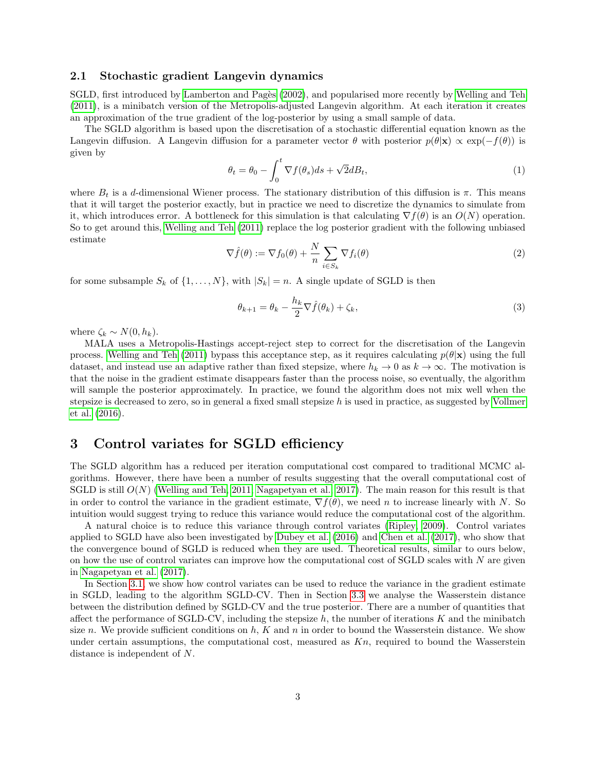### 2.1 Stochastic gradient Langevin dynamics

SGLD, first introduced by Lamberton and Pagès (2002), and popularised more recently by Welling and Teh (2011), is a minibatch version of the Metropolis-adjusted Langevin algorithm. At each iteration it creates an approximation of the true gradient of the log-posterior by using a small sample of data.

The SGLD algorithm is based upon the discretisation of a stochastic differential equation known as the Langevin diffusion. A Langevin diffusion for a parameter vector $\theta$ with posterior $p(\theta|\mathbf{x}) \propto \exp(-f(\theta))$ is given by

$$\theta_t = \theta_0 - \int_0^t \nabla f(\theta_s) ds + \sqrt{2} dB_t, \tag{1}$$

where $B_t$ is a $d$-dimensional Wiener process. The stationary distribution of this diffusion is $\pi$. This means that it will target the posterior exactly, but in practice we need to discretize the dynamics to simulate from it, which introduces error. A bottleneck for this simulation is that calculating $\nabla f(\theta)$ is an $O(N)$ operation. So to get around this, Welling and Teh (2011) replace the log posterior gradient with the following unbiased estimate

$$\nabla \hat{f}(\theta) := \nabla f_0(\theta) + \frac{N}{n} \sum_{i \in S_k} \nabla f_i(\theta) \tag{2}$$

for some subsample $S_k$ of $\{1, \dots, N\}$, with $|S_k| = n$. A single update of SGLD is then

$$\theta_{k+1} = \theta_k - \frac{h_k}{2} \nabla \hat{f}(\theta_k) + \zeta_k, \tag{3}$$

where $\zeta_k \sim N(0, h_k)$.

MALA uses a Metropolis-Hastings accept-reject step to correct for the discretisation of the Langevin process. Welling and Teh (2011) bypass this acceptance step, as it requires calculating $p(\theta|\mathbf{x})$ using the full dataset, and instead use an adaptive rather than fixed stepsize, where $h_k \to 0$ as $k \to \infty$. The motivation is that the noise in the gradient estimate disappears faster than the process noise, so eventually, the algorithm will sample the posterior approximately. In practice, we found the algorithm does not mix well when the stepsize is decreased to zero, so in general a fixed small stepsize $h$ is used in practice, as suggested by Vollmer et al. (2016).

## 3 Control variates for SGLD efficiency

The SGLD algorithm has a reduced per iteration computational cost compared to traditional MCMC algorithms. However, there have been a number of results suggesting that the overall computational cost of SGLD is still $O(N)$ (Welling and Teh, 2011; Nagapetyan et al., 2017). The main reason for this result is that in order to control the variance in the gradient estimate, $\nabla f(\theta)$, we need $n$ to increase linearly with $N$. So intuition would suggest trying to reduce this variance would reduce the computational cost of the algorithm.

A natural choice is to reduce this variance through control variates (Ripley, 2009). Control variates applied to SGLD have also been investigated by Dubey et al. (2016) and Chen et al. (2017), who show that the convergence bound of SGLD is reduced when they are used. Theoretical results, similar to ours below, on how the use of control variates can improve how the computational cost of SGLD scales with $N$ are given in Nagapetyan et al. (2017).

In Section 3.1, we show how control variates can be used to reduce the variance in the gradient estimate in SGLD, leading to the algorithm SGLD-CV. Then in Section 3.3 we analyse the Wasserstein distance between the distribution defined by SGLD-CV and the true posterior. There are a number of quantities that affect the performance of SGLD-CV, including the stepsize $h$, the number of iterations $K$ and the minibatch size $n$. We provide sufficient conditions on $h$, $K$ and $n$ in order to bound the Wasserstein distance. We show under certain assumptions, the computational cost, measured as $Kn$, required to bound the Wasserstein distance is independent of $N$.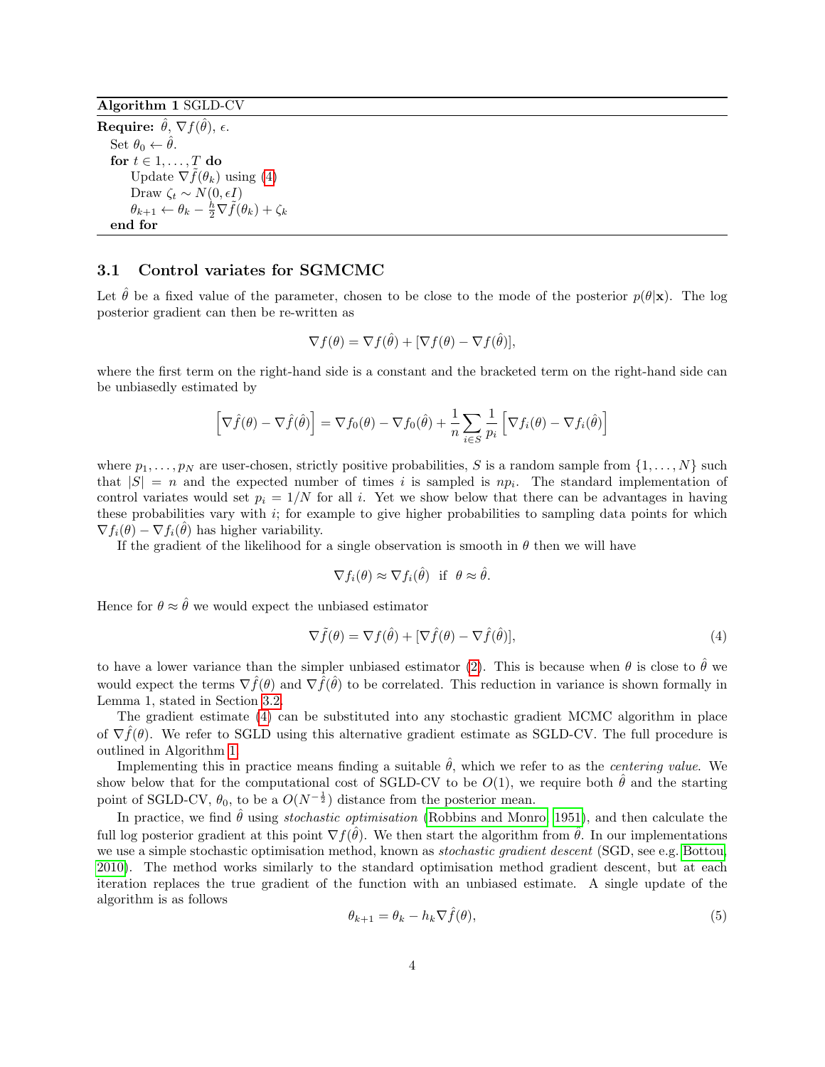**Algorithm 1** SGLD-CV

**Require:** $\hat{\theta}$, $\nabla f(\hat{\theta})$, $\epsilon$.

Set $\theta_0 \leftarrow \hat{\theta}$.

**for** $t \in 1, \ldots, T$ **do**

  Update $\nabla \tilde{f}(\theta_k)$ using (4)

  Draw $\zeta_t \sim N(0, \epsilon I)$

  $\theta_{k+1} \leftarrow \theta_k - \frac{h}{2} \nabla \tilde{f}(\theta_k) + \zeta_k$

**end for**

### 3.1 Control variates for SGMCMC

Let $\hat{\theta}$ be a fixed value of the parameter, chosen to be close to the mode of the posterior $p(\theta|\mathbf{x})$. The log posterior gradient can then be re-written as

$$\nabla f(\theta) = \nabla f(\hat{\theta}) + [\nabla f(\theta) - \nabla f(\hat{\theta})],$$

where the first term on the right-hand side is a constant and the bracketed term on the right-hand side can be unbiasedly estimated by

$$\left[\nabla \hat{f}(\theta) - \nabla \hat{f}(\hat{\theta})\right] = \nabla f_0(\theta) - \nabla f_0(\hat{\theta}) + \frac{1}{n} \sum_{i \in S} \frac{1}{p_i} \left[\nabla f_i(\theta) - \nabla f_i(\hat{\theta})\right]$$

where $p_1, \ldots, p_N$ are user-chosen, strictly positive probabilities, $S$ is a random sample from $\{1, \ldots, N\}$ such that $|S| = n$ and the expected number of times $i$ is sampled is $np_i$. The standard implementation of control variates would set $p_i = 1/N$ for all $i$. Yet we show below that there can be advantages in having these probabilities vary with $i$; for example to give higher probabilities to sampling data points for which $\nabla f_i(\theta) - \nabla f_i(\hat{\theta})$ has higher variability.

If the gradient of the likelihood for a single observation is smooth in $\theta$ then we will have

$$\nabla f_i(\theta) \approx \nabla f_i(\hat{\theta}) \;\text{ if }\; \theta \approx \hat{\theta}.$$

Hence for $\theta \approx \hat{\theta}$ we would expect the unbiased estimator

$$\nabla \tilde{f}(\theta) = \nabla f(\hat{\theta}) + [\nabla \hat{f}(\theta) - \nabla \hat{f}(\hat{\theta})], \tag{4}$$

to have a lower variance than the simpler unbiased estimator (2). This is because when $\theta$ is close to $\hat{\theta}$ we would expect the terms $\nabla \hat{f}(\theta)$ and $\nabla \hat{f}(\hat{\theta})$ to be correlated. This reduction in variance is shown formally in Lemma 1, stated in Section 3.2.

The gradient estimate (4) can be substituted into any stochastic gradient MCMC algorithm in place of $\nabla \hat{f}(\theta)$. We refer to SGLD using this alternative gradient estimate as SGLD-CV. The full procedure is outlined in Algorithm 1.

Implementing this in practice means finding a suitable $\hat{\theta}$, which we refer to as the *centering value*. We show below that for the computational cost of SGLD-CV to be $O(1)$, we require both $\hat{\theta}$ and the starting point of SGLD-CV, $\theta_0$, to be a $O(N^{-\frac{1}{2}})$ distance from the posterior mean.

In practice, we find $\hat{\theta}$ using *stochastic optimisation* (Robbins and Monro, 1951), and then calculate the full log posterior gradient at this point $\nabla f(\hat{\theta})$. We then start the algorithm from $\hat{\theta}$. In our implementations we use a simple stochastic optimisation method, known as *stochastic gradient descent* (SGD, see e.g. Bottou, 2010). The method works similarly to the standard optimisation method gradient descent, but at each iteration replaces the true gradient of the function with an unbiased estimate. A single update of the algorithm is as follows

$$\theta_{k+1} = \theta_k - h_k \nabla \hat{f}(\theta), \tag{5}$$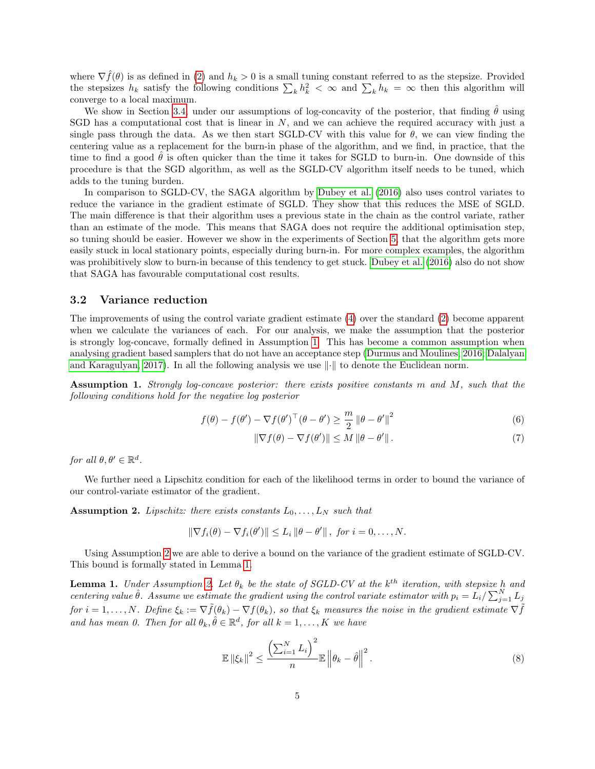where $\nabla \hat{f}(\theta)$ is as defined in (2) and $h_k > 0$ is a small tuning constant referred to as the stepsize. Provided the stepsizes $h_k$ satisfy the following conditions $\sum_k h_k^2 < \infty$ and $\sum_k h_k = \infty$ then this algorithm will converge to a local maximum.

We show in Section 3.4, under our assumptions of log-concavity of the posterior, that finding $\hat{\theta}$ using SGD has a computational cost that is linear in $N$, and we can achieve the required accuracy with just a single pass through the data. As we then start SGLD-CV with this value for $\theta$, we can view finding the centering value as a replacement for the burn-in phase of the algorithm, and we find, in practice, that the time to find a good $\hat{\theta}$ is often quicker than the time it takes for SGLD to burn-in. One downside of this procedure is that the SGD algorithm, as well as the SGLD-CV algorithm itself needs to be tuned, which adds to the tuning burden.

In comparison to SGLD-CV, the SAGA algorithm by Dubey et al. (2016) also uses control variates to reduce the variance in the gradient estimate of SGLD. They show that this reduces the MSE of SGLD. The main difference is that their algorithm uses a previous state in the chain as the control variate, rather than an estimate of the mode. This means that SAGA does not require the additional optimisation step, so tuning should be easier. However we show in the experiments of Section 5, that the algorithm gets more easily stuck in local stationary points, especially during burn-in. For more complex examples, the algorithm was prohibitively slow to burn-in because of this tendency to get stuck. Dubey et al. (2016) also do not show that SAGA has favourable computational cost results.

## 3.2 Variance reduction

The improvements of using the control variate gradient estimate (4) over the standard (2) become apparent when we calculate the variances of each. For our analysis, we make the assumption that the posterior is strongly log-concave, formally defined in Assumption 1. This has become a common assumption when analysing gradient based samplers that do not have an acceptance step (Durmus and Moulines, 2016; Dalalyan and Karagulyan, 2017). In all the following analysis we use $\|\cdot\|$ to denote the Euclidean norm.

**Assumption 1.** *Strongly log-concave posterior: there exists positive constants $m$ and $M$, such that the following conditions hold for the negative log posterior*

$$f(\theta) - f(\theta') - \nabla f(\theta')^\top(\theta - \theta') \geq \frac{m}{2}\left\|\theta - \theta'\right\|^2 \tag{6}$$

$$\left\|\nabla f(\theta) - \nabla f(\theta')\right\| \leq M\left\|\theta - \theta'\right\|. \tag{7}$$

*for all $\theta, \theta' \in \mathbb{R}^d$.*

We further need a Lipschitz condition for each of the likelihood terms in order to bound the variance of our control-variate estimator of the gradient.

**Assumption 2.** *Lipschitz: there exists constants $L_0, \dots, L_N$ such that*

$$\left\|\nabla f_i(\theta) - \nabla f_i(\theta')\right\| \leq L_i\left\|\theta - \theta'\right\|, \text{ for } i = 0, \dots, N.$$

Using Assumption 2 we are able to derive a bound on the variance of the gradient estimate of SGLD-CV. This bound is formally stated in Lemma 1.

**Lemma 1.** *Under Assumption 2. Let $\theta_k$ be the state of SGLD-CV at the $k^{th}$ iteration, with stepsize $h$ and centering value $\hat{\theta}$. Assume we estimate the gradient using the control variate estimator with $p_i = L_i / \sum_{j=1}^N L_j$ for $i = 1, \dots, N$. Define $\xi_k := \nabla\tilde{f}(\theta_k) - \nabla f(\theta_k)$, so that $\xi_k$ measures the noise in the gradient estimate $\nabla\tilde{f}$ and has mean 0. Then for all $\theta_k, \hat{\theta} \in \mathbb{R}^d$, for all $k = 1, \dots, K$ we have*

$$\mathbb{E}\left\|\xi_k\right\|^2 \leq \frac{\left(\sum_{i=1}^N L_i\right)^2}{n}\mathbb{E}\left\|\theta_k - \hat{\theta}\right\|^2. \tag{8}$$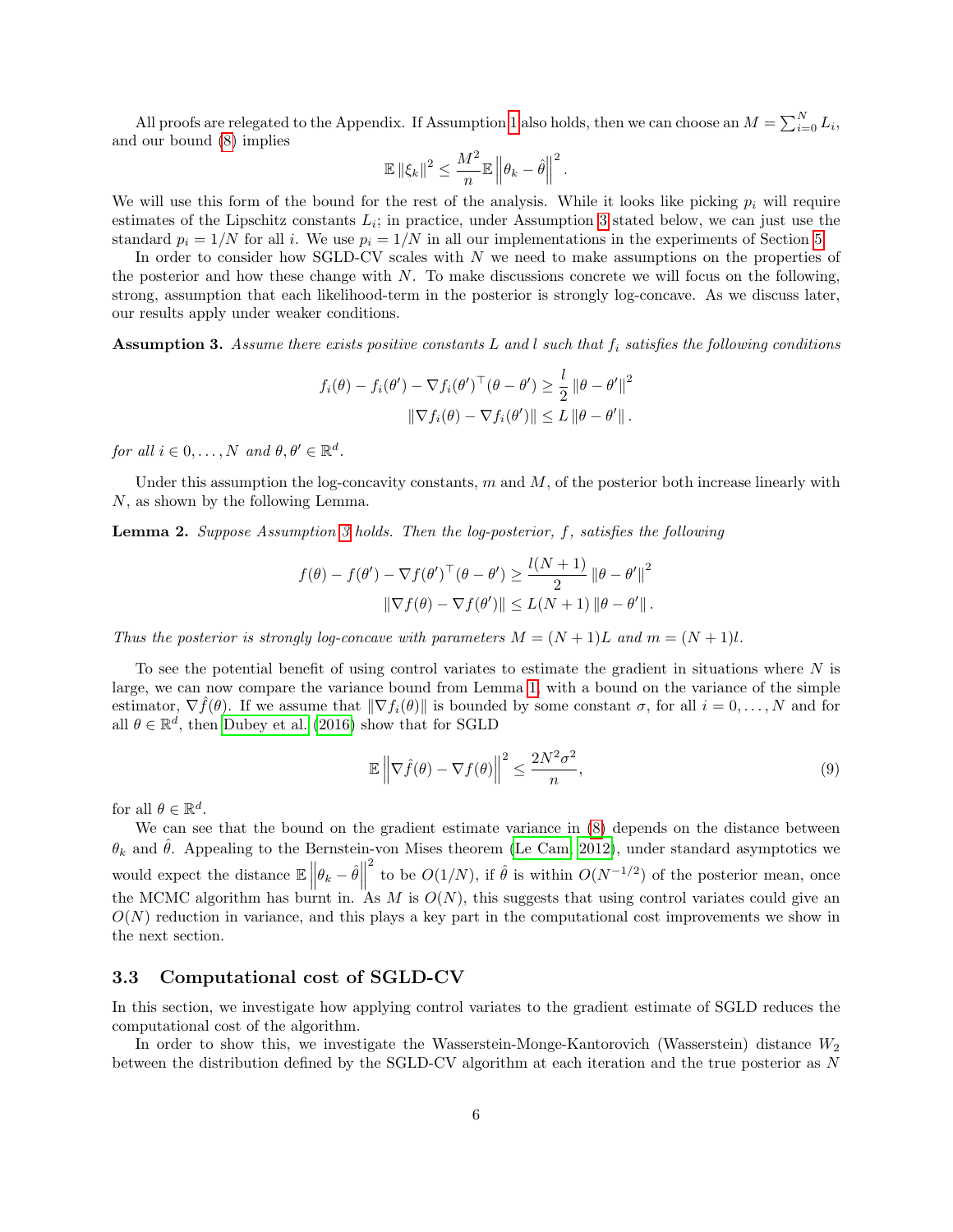All proofs are relegated to the Appendix. If Assumption 1 also holds, then we can choose an $M = \sum_{i=0}^{N} L_i$, and our bound (8) implies

$$\mathbb{E}\left\|\xi_k\right\|^2 \leq \frac{M^2}{n}\mathbb{E}\left\|\theta_k - \hat{\theta}\right\|^2.$$

We will use this form of the bound for the rest of the analysis. While it looks like picking $p_i$ will require estimates of the Lipschitz constants $L_i$; in practice, under Assumption 3 stated below, we can just use the standard $p_i = 1/N$ for all $i$. We use $p_i = 1/N$ in all our implementations in the experiments of Section 5.

In order to consider how SGLD-CV scales with $N$ we need to make assumptions on the properties of the posterior and how these change with $N$. To make discussions concrete we will focus on the following, strong, assumption that each likelihood-term in the posterior is strongly log-concave. As we discuss later, our results apply under weaker conditions.

**Assumption 3.** *Assume there exists positive constants $L$ and $l$ such that $f_i$ satisfies the following conditions*

$$f_i(\theta) - f_i(\theta') - \nabla f_i(\theta')^\top(\theta - \theta') \geq \frac{l}{2}\left\|\theta - \theta'\right\|^2$$
$$\left\|\nabla f_i(\theta) - \nabla f_i(\theta')\right\| \leq L\left\|\theta - \theta'\right\|.$$

*for all $i \in 0, \ldots, N$ and $\theta, \theta' \in \mathbb{R}^d$.*

Under this assumption the log-concavity constants, $m$ and $M$, of the posterior both increase linearly with $N$, as shown by the following Lemma.

**Lemma 2.** *Suppose Assumption 3 holds. Then the log-posterior, $f$, satisfies the following*

$$f(\theta) - f(\theta') - \nabla f(\theta')^\top(\theta - \theta') \geq \frac{l(N+1)}{2}\left\|\theta - \theta'\right\|^2$$
$$\left\|\nabla f(\theta) - \nabla f(\theta')\right\| \leq L(N+1)\left\|\theta - \theta'\right\|.$$

*Thus the posterior is strongly log-concave with parameters $M = (N+1)L$ and $m = (N+1)l$.*

To see the potential benefit of using control variates to estimate the gradient in situations where $N$ is large, we can now compare the variance bound from Lemma 1, with a bound on the variance of the simple estimator, $\nabla \hat{f}(\theta)$. If we assume that $\left\|\nabla f_i(\theta)\right\|$ is bounded by some constant $\sigma$, for all $i = 0, \ldots, N$ and for all $\theta \in \mathbb{R}^d$, then Dubey et al. (2016) show that for SGLD

$$\mathbb{E}\left\|\nabla \hat{f}(\theta) - \nabla f(\theta)\right\|^2 \leq \frac{2N^2\sigma^2}{n}, \tag{9}$$

for all $\theta \in \mathbb{R}^d$.

We can see that the bound on the gradient estimate variance in (8) depends on the distance between $\theta_k$ and $\hat{\theta}$. Appealing to the Bernstein-von Mises theorem (Le Cam, 2012), under standard asymptotics we would expect the distance $\mathbb{E}\left\|\theta_k - \hat{\theta}\right\|^2$ to be $O(1/N)$, if $\hat{\theta}$ is within $O(N^{-1/2})$ of the posterior mean, once the MCMC algorithm has burnt in. As $M$ is $O(N)$, this suggests that using control variates could give an $O(N)$ reduction in variance, and this plays a key part in the computational cost improvements we show in the next section.

### 3.3 Computational cost of SGLD-CV

In this section, we investigate how applying control variates to the gradient estimate of SGLD reduces the computational cost of the algorithm.

In order to show this, we investigate the Wasserstein-Monge-Kantorovich (Wasserstein) distance $W_2$ between the distribution defined by the SGLD-CV algorithm at each iteration and the true posterior as $N$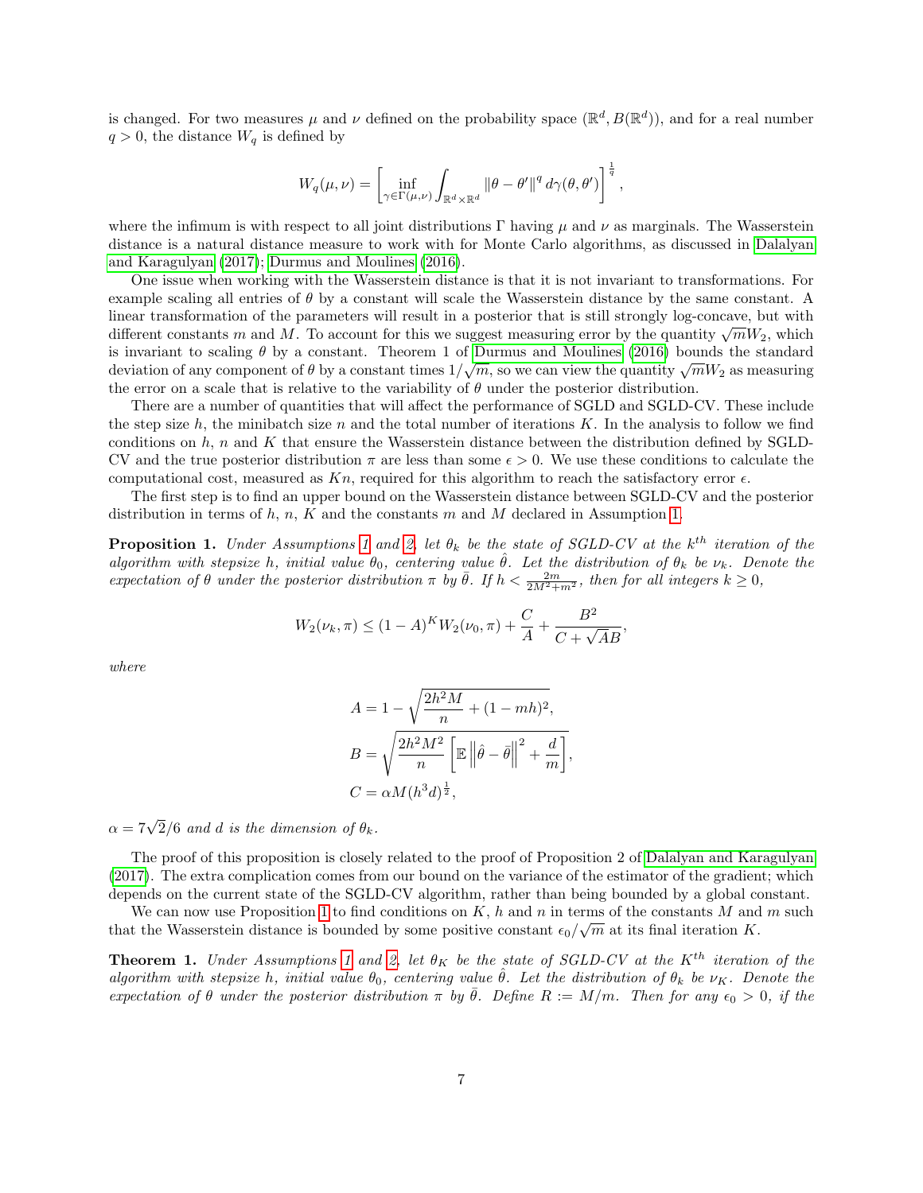is changed. For two measures $\mu$ and $\nu$ defined on the probability space $(\mathbb{R}^d, B(\mathbb{R}^d))$, and for a real number $q > 0$, the distance $W_q$ is defined by

$$W_q(\mu, \nu) = \left[ \inf_{\gamma \in \Gamma(\mu,\nu)} \int_{\mathbb{R}^d \times \mathbb{R}^d} \|\theta - \theta'\|^q \, d\gamma(\theta, \theta') \right]^{\frac{1}{q}},$$

where the infimum is with respect to all joint distributions $\Gamma$ having $\mu$ and $\nu$ as marginals. The Wasserstein distance is a natural distance measure to work with for Monte Carlo algorithms, as discussed in Dalalyan and Karagulyan (2017); Durmus and Moulines (2016).

One issue when working with the Wasserstein distance is that it is not invariant to transformations. For example scaling all entries of $\theta$ by a constant will scale the Wasserstein distance by the same constant. A linear transformation of the parameters will result in a posterior that is still strongly log-concave, but with different constants $m$ and $M$. To account for this we suggest measuring error by the quantity $\sqrt{m}W_2$, which is invariant to scaling $\theta$ by a constant. Theorem 1 of Durmus and Moulines (2016) bounds the standard deviation of any component of $\theta$ by a constant times $1/\sqrt{m}$, so we can view the quantity $\sqrt{m}W_2$ as measuring the error on a scale that is relative to the variability of $\theta$ under the posterior distribution.

There are a number of quantities that will affect the performance of SGLD and SGLD-CV. These include the step size $h$, the minibatch size $n$ and the total number of iterations $K$. In the analysis to follow we find conditions on $h$, $n$ and $K$ that ensure the Wasserstein distance between the distribution defined by SGLD-CV and the true posterior distribution $\pi$ are less than some $\epsilon > 0$. We use these conditions to calculate the computational cost, measured as $Kn$, required for this algorithm to reach the satisfactory error $\epsilon$.

The first step is to find an upper bound on the Wasserstein distance between SGLD-CV and the posterior distribution in terms of $h$, $n$, $K$ and the constants $m$ and $M$ declared in Assumption 1.

**Proposition 1.** *Under Assumptions 1 and 2, let $\theta_k$ be the state of SGLD-CV at the $k^{th}$ iteration of the algorithm with stepsize $h$, initial value $\theta_0$, centering value $\hat{\theta}$. Let the distribution of $\theta_k$ be $\nu_k$. Denote the expectation of $\theta$ under the posterior distribution $\pi$ by $\bar{\theta}$. If $h < \frac{2m}{2M^2+m^2}$, then for all integers $k \geq 0$,*

$$W_2(\nu_k, \pi) \leq (1-A)^K W_2(\nu_0, \pi) + \frac{C}{A} + \frac{B^2}{C + \sqrt{A}B},$$

*where*

$$A = 1 - \sqrt{\frac{2h^2M}{n} + (1-mh)^2},$$
$$B = \sqrt{\frac{2h^2M^2}{n}\left[\mathbb{E}\left\|\hat{\theta} - \bar{\theta}\right\|^2 + \frac{d}{m}\right]},$$
$$C = \alpha M(h^3 d)^{\frac{1}{2}},$$

*$\alpha = 7\sqrt{2}/6$ and $d$ is the dimension of $\theta_k$.*

The proof of this proposition is closely related to the proof of Proposition 2 of Dalalyan and Karagulyan (2017). The extra complication comes from our bound on the variance of the estimator of the gradient; which depends on the current state of the SGLD-CV algorithm, rather than being bounded by a global constant.

We can now use Proposition 1 to find conditions on $K$, $h$ and $n$ in terms of the constants $M$ and $m$ such that the Wasserstein distance is bounded by some positive constant $\epsilon_0/\sqrt{m}$ at its final iteration $K$.

**Theorem 1.** *Under Assumptions 1 and 2, let $\theta_K$ be the state of SGLD-CV at the $K^{th}$ iteration of the algorithm with stepsize $h$, initial value $\theta_0$, centering value $\hat{\theta}$. Let the distribution of $\theta_k$ be $\nu_K$. Denote the expectation of $\theta$ under the posterior distribution $\pi$ by $\bar{\theta}$. Define $R := M/m$. Then for any $\epsilon_0 > 0$, if the*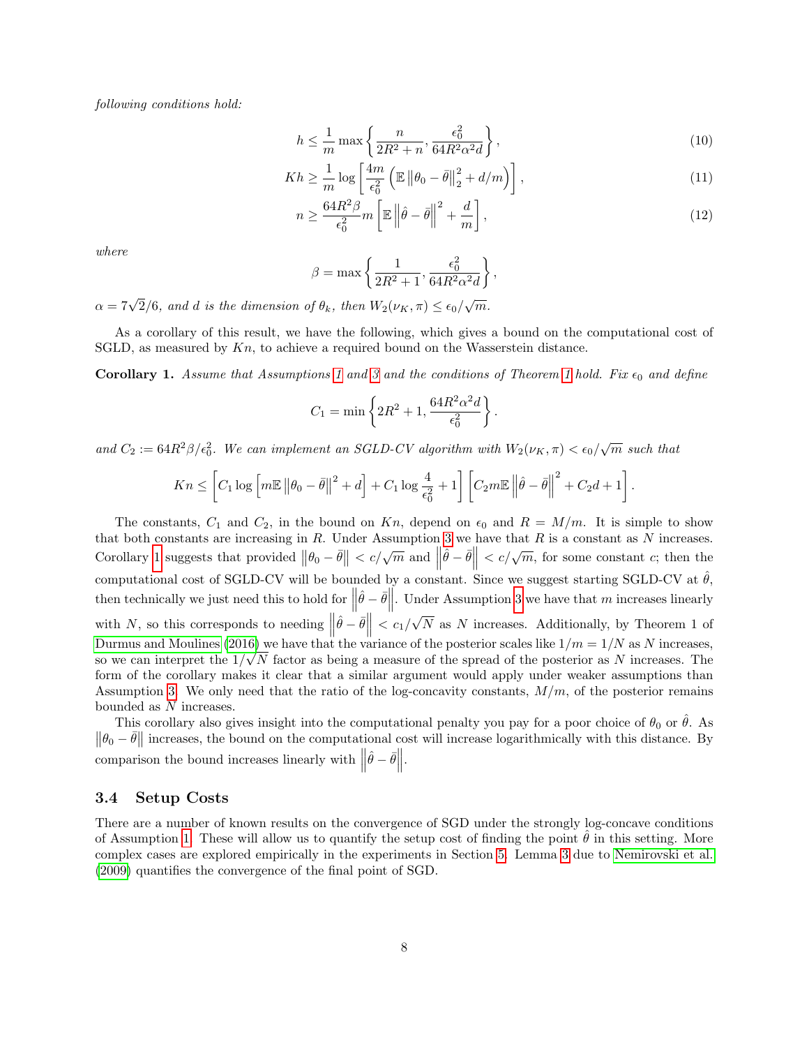*following conditions hold:*

$$h \leq \frac{1}{m} \max \left\{ \frac{n}{2R^2 + n}, \frac{\epsilon_0^2}{64R^2\alpha^2 d} \right\}, \tag{10}$$

$$Kh \geq \frac{1}{m} \log \left[ \frac{4m}{\epsilon_0^2} \left( \mathbb{E} \left\| \theta_0 - \bar{\theta} \right\|_2^2 + d/m \right) \right], \tag{11}$$

$$n \geq \frac{64R^2\beta}{\epsilon_0^2} m \left[ \mathbb{E} \left\| \hat{\theta} - \bar{\theta} \right\|^2 + \frac{d}{m} \right], \tag{12}$$

*where*

$$\beta = \max \left\{ \frac{1}{2R^2 + 1}, \frac{\epsilon_0^2}{64R^2\alpha^2 d} \right\},$$

$\alpha = 7\sqrt{2}/6$*, and* $d$ *is the dimension of* $\theta_k$*, then* $W_2(\nu_K, \pi) \leq \epsilon_0/\sqrt{m}$*.*

As a corollary of this result, we have the following, which gives a bound on the computational cost of SGLD, as measured by $Kn$, to achieve a required bound on the Wasserstein distance.

**Corollary 1.** *Assume that Assumptions 1 and 3 and the conditions of Theorem 1 hold. Fix* $\epsilon_0$ *and define*

$$C_1 = \min \left\{ 2R^2 + 1, \frac{64R^2\alpha^2 d}{\epsilon_0^2} \right\}.$$

*and* $C_2 := 64R^2\beta/\epsilon_0^2$*. We can implement an SGLD-CV algorithm with* $W_2(\nu_K, \pi) < \epsilon_0/\sqrt{m}$ *such that*

$$Kn \leq \left[ C_1 \log \left[ m\mathbb{E} \left\| \theta_0 - \bar{\theta} \right\|^2 + d \right] + C_1 \log \frac{4}{\epsilon_0^2} + 1 \right] \left[ C_2 m \mathbb{E} \left\| \hat{\theta} - \bar{\theta} \right\|^2 + C_2 d + 1 \right].$$

The constants, $C_1$ and $C_2$, in the bound on $Kn$, depend on $\epsilon_0$ and $R = M/m$. It is simple to show that both constants are increasing in $R$. Under Assumption 3 we have that $R$ is a constant as $N$ increases. Corollary 1 suggests that provided $\left\| \theta_0 - \bar{\theta} \right\| < c/\sqrt{m}$ and $\left\| \hat{\theta} - \bar{\theta} \right\| < c/\sqrt{m}$, for some constant $c$; then the computational cost of SGLD-CV will be bounded by a constant. Since we suggest starting SGLD-CV at $\hat{\theta}$, then technically we just need this to hold for $\left\| \hat{\theta} - \bar{\theta} \right\|$. Under Assumption 3 we have that $m$ increases linearly with $N$, so this corresponds to needing $\left\| \hat{\theta} - \bar{\theta} \right\| < c_1/\sqrt{N}$ as $N$ increases. Additionally, by Theorem 1 of Durmus and Moulines (2016) we have that the variance of the posterior scales like $1/m = 1/N$ as $N$ increases, so we can interpret the $1/\sqrt{N}$ factor as being a measure of the spread of the posterior as $N$ increases. The form of the corollary makes it clear that a similar argument would apply under weaker assumptions than Assumption 3. We only need that the ratio of the log-concavity constants, $M/m$, of the posterior remains bounded as $N$ increases.

This corollary also gives insight into the computational penalty you pay for a poor choice of $\theta_0$ or $\hat{\theta}$. As $\left\| \theta_0 - \bar{\theta} \right\|$ increases, the bound on the computational cost will increase logarithmically with this distance. By comparison the bound increases linearly with $\left\| \hat{\theta} - \bar{\theta} \right\|$.

### 3.4 Setup Costs

There are a number of known results on the convergence of SGD under the strongly log-concave conditions of Assumption 1. These will allow us to quantify the setup cost of finding the point $\hat{\theta}$ in this setting. More complex cases are explored empirically in the experiments in Section 5. Lemma 3 due to Nemirovski et al. (2009) quantifies the convergence of the final point of SGD.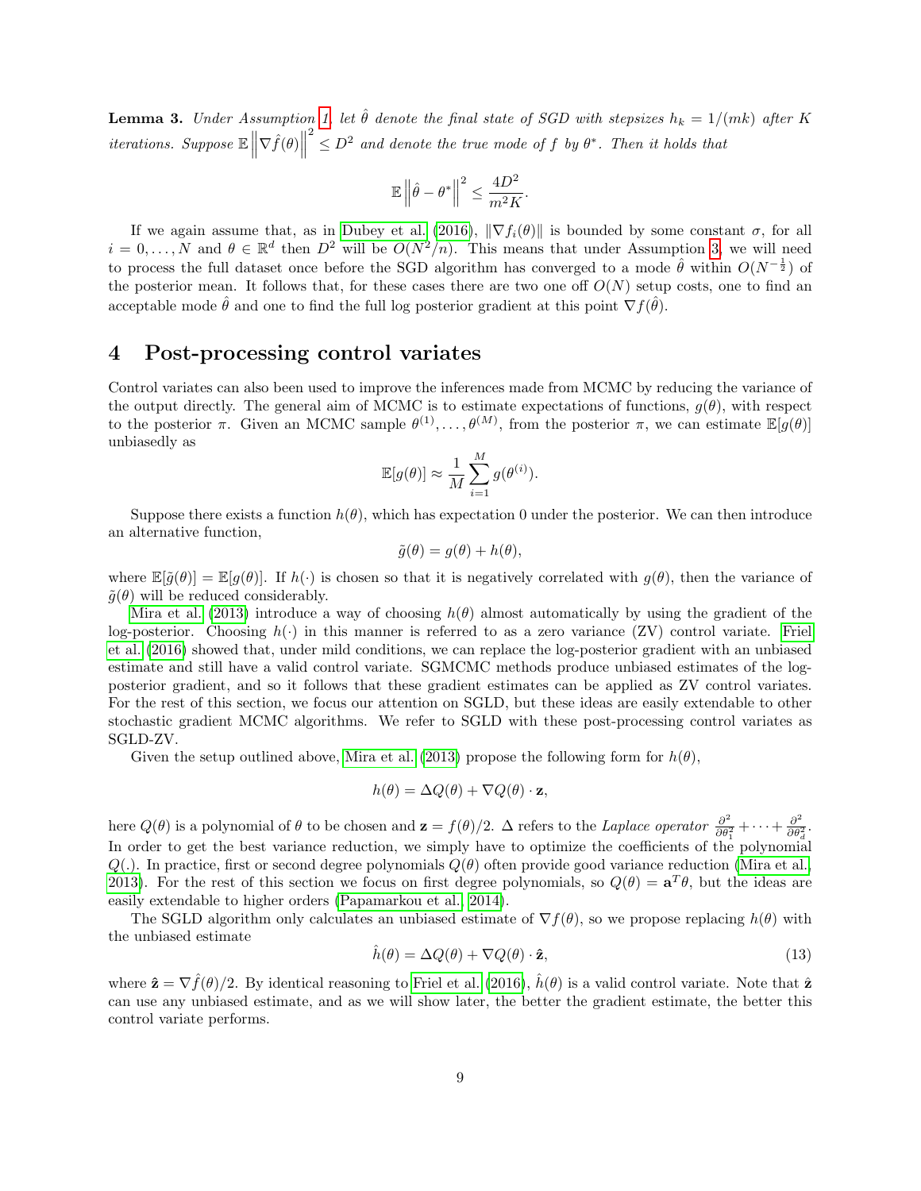**Lemma 3.** *Under Assumption 1, let $\hat{\theta}$ denote the final state of SGD with stepsizes $h_k = 1/(mk)$ after $K$ iterations. Suppose $\mathbb{E}\left\|\nabla \hat{f}(\theta)\right\|^2 \leq D^2$ and denote the true mode of $f$ by $\theta^*$. Then it holds that*

$$\mathbb{E}\left\|\hat{\theta} - \theta^*\right\|^2 \leq \frac{4D^2}{m^2 K}.$$

If we again assume that, as in Dubey et al. (2016), $\|\nabla f_i(\theta)\|$ is bounded by some constant $\sigma$, for all $i = 0, \ldots, N$ and $\theta \in \mathbb{R}^d$ then $D^2$ will be $O(N^2/n)$. This means that under Assumption 3, we will need to process the full dataset once before the SGD algorithm has converged to a mode $\hat{\theta}$ within $O(N^{-\frac{1}{2}})$ of the posterior mean. It follows that, for these cases there are two one off $O(N)$ setup costs, one to find an acceptable mode $\hat{\theta}$ and one to find the full log posterior gradient at this point $\nabla f(\hat{\theta})$.

# 4 Post-processing control variates

Control variates can also been used to improve the inferences made from MCMC by reducing the variance of the output directly. The general aim of MCMC is to estimate expectations of functions, $g(\theta)$, with respect to the posterior $\pi$. Given an MCMC sample $\theta^{(1)}, \ldots, \theta^{(M)}$, from the posterior $\pi$, we can estimate $\mathbb{E}[g(\theta)]$ unbiasedly as

$$\mathbb{E}[g(\theta)] \approx \frac{1}{M}\sum_{i=1}^{M} g(\theta^{(i)}).$$

Suppose there exists a function $h(\theta)$, which has expectation 0 under the posterior. We can then introduce an alternative function,

$$\tilde{g}(\theta) = g(\theta) + h(\theta),$$

where $\mathbb{E}[\tilde{g}(\theta)] = \mathbb{E}[g(\theta)]$. If $h(\cdot)$ is chosen so that it is negatively correlated with $g(\theta)$, then the variance of $\tilde{g}(\theta)$ will be reduced considerably.

Mira et al. (2013) introduce a way of choosing $h(\theta)$ almost automatically by using the gradient of the log-posterior. Choosing $h(\cdot)$ in this manner is referred to as a zero variance (ZV) control variate. Friel et al. (2016) showed that, under mild conditions, we can replace the log-posterior gradient with an unbiased estimate and still have a valid control variate. SGMCMC methods produce unbiased estimates of the log-posterior gradient, and so it follows that these gradient estimates can be applied as ZV control variates. For the rest of this section, we focus our attention on SGLD, but these ideas are easily extendable to other stochastic gradient MCMC algorithms. We refer to SGLD with these post-processing control variates as SGLD-ZV.

Given the setup outlined above, Mira et al. (2013) propose the following form for $h(\theta)$,

$$h(\theta) = \Delta Q(\theta) + \nabla Q(\theta) \cdot \mathbf{z},$$

here $Q(\theta)$ is a polynomial of $\theta$ to be chosen and $\mathbf{z} = f(\theta)/2$. $\Delta$ refers to the *Laplace operator* $\frac{\partial^2}{\partial \theta_1^2} + \cdots + \frac{\partial^2}{\partial \theta_d^2}$. In order to get the best variance reduction, we simply have to optimize the coefficients of the polynomial $Q(.)$. In practice, first or second degree polynomials $Q(\theta)$ often provide good variance reduction (Mira et al., 2013). For the rest of this section we focus on first degree polynomials, so $Q(\theta) = \mathbf{a}^T\theta$, but the ideas are easily extendable to higher orders (Papamarkou et al., 2014).

The SGLD algorithm only calculates an unbiased estimate of $\nabla f(\theta)$, so we propose replacing $h(\theta)$ with the unbiased estimate

$$\hat{h}(\theta) = \Delta Q(\theta) + \nabla Q(\theta) \cdot \hat{\mathbf{z}}, \tag{13}$$

where $\hat{\mathbf{z}} = \nabla \hat{f}(\theta)/2$. By identical reasoning to Friel et al. (2016), $\hat{h}(\theta)$ is a valid control variate. Note that $\hat{\mathbf{z}}$ can use any unbiased estimate, and as we will show later, the better the gradient estimate, the better this control variate performs.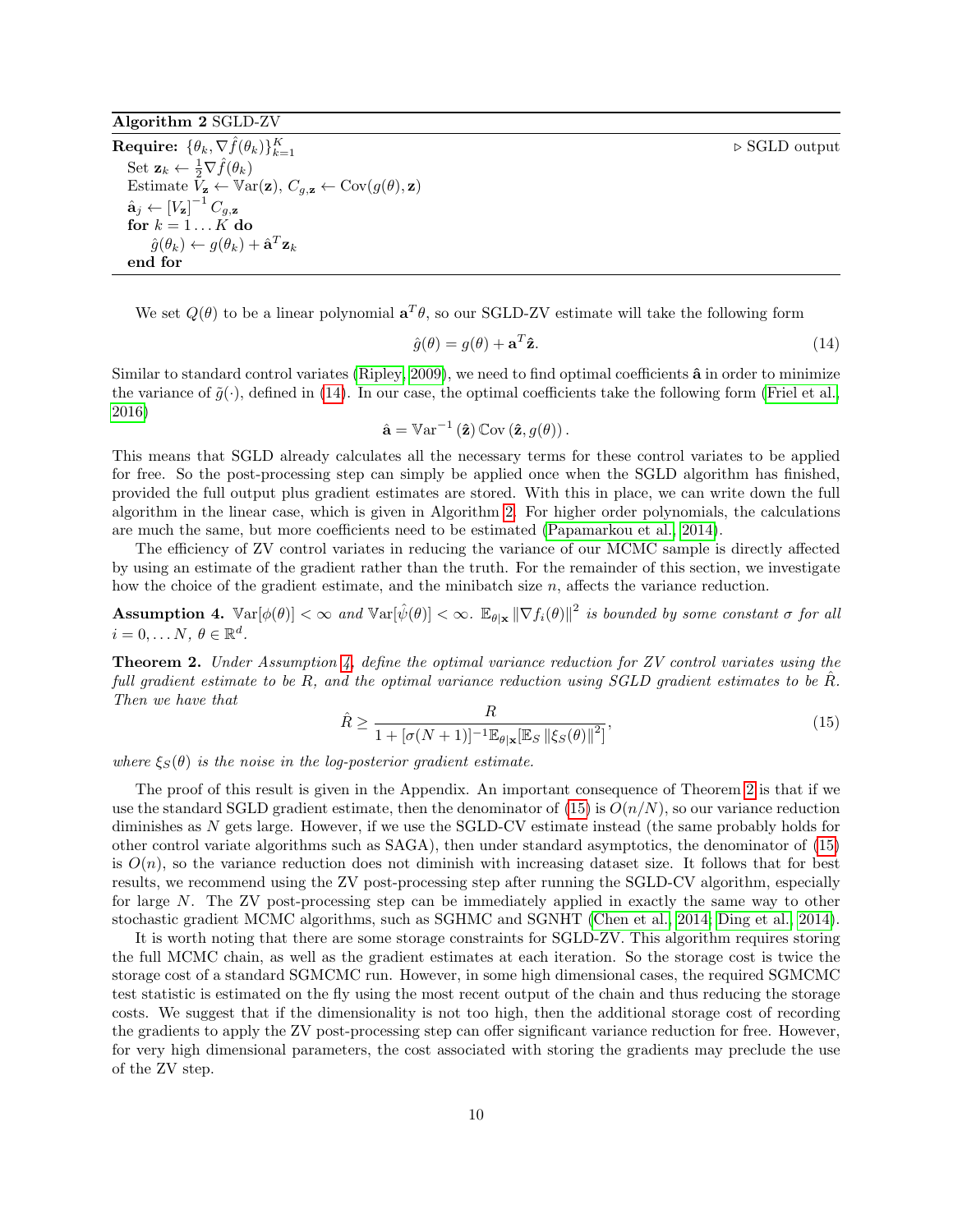**Algorithm 2** SGLD-ZV

**Require:** $\{\theta_k, \nabla \hat{f}(\theta_k)\}_{k=1}^K$ ▷ SGLD output

Set $\mathbf{z}_k \leftarrow \frac{1}{2}\nabla \hat{f}(\theta_k)$

Estimate $V_{\mathbf{z}} \leftarrow \mathbb{V}\text{ar}(\mathbf{z})$, $C_{g,\mathbf{z}} \leftarrow \text{Cov}(g(\theta), \mathbf{z})$

$\hat{\mathbf{a}}_j \leftarrow [V_{\mathbf{z}}]^{-1} C_{g,\mathbf{z}}$

**for** $k = 1 \dots K$ **do**

  $\hat{g}(\theta_k) \leftarrow g(\theta_k) + \hat{\mathbf{a}}^T \mathbf{z}_k$

**end for**

We set $Q(\theta)$ to be a linear polynomial $\mathbf{a}^T\theta$, so our SGLD-ZV estimate will take the following form

$$\hat{g}(\theta) = g(\theta) + \mathbf{a}^T \hat{\mathbf{z}}. \tag{14}$$

Similar to standard control variates (Ripley, 2009), we need to find optimal coefficients $\hat{\mathbf{a}}$ in order to minimize the variance of $\tilde{g}(\cdot)$, defined in (14). In our case, the optimal coefficients take the following form (Friel et al., 2016)

$$\hat{\mathbf{a}} = \mathbb{V}\text{ar}^{-1}\left(\hat{\mathbf{z}}\right) \mathbb{C}\text{ov}\left(\hat{\mathbf{z}}, g(\theta)\right).$$

This means that SGLD already calculates all the necessary terms for these control variates to be applied for free. So the post-processing step can simply be applied once when the SGLD algorithm has finished, provided the full output plus gradient estimates are stored. With this in place, we can write down the full algorithm in the linear case, which is given in Algorithm 2. For higher order polynomials, the calculations are much the same, but more coefficients need to be estimated (Papamarkou et al., 2014).

The efficiency of ZV control variates in reducing the variance of our MCMC sample is directly affected by using an estimate of the gradient rather than the truth. For the remainder of this section, we investigate how the choice of the gradient estimate, and the minibatch size $n$, affects the variance reduction.

**Assumption 4.** *$\mathbb{V}\text{ar}[\phi(\theta)] < \infty$ and $\mathbb{V}\text{ar}[\hat{\psi}(\theta)] < \infty$. $\mathbb{E}_{\theta|\mathbf{x}} \left\|\nabla f_i(\theta)\right\|^2$ is bounded by some constant $\sigma$ for all $i = 0, \dots N$, $\theta \in \mathbb{R}^d$.*

**Theorem 2.** *Under Assumption 4, define the optimal variance reduction for ZV control variates using the full gradient estimate to be $R$, and the optimal variance reduction using SGLD gradient estimates to be $\hat{R}$. Then we have that*

$$\hat{R} \geq \frac{R}{1 + [\sigma(N+1)]^{-1}\mathbb{E}_{\theta|\mathbf{x}}[\mathbb{E}_S \left\|\xi_S(\theta)\right\|^2]}, \tag{15}$$

*where $\xi_S(\theta)$ is the noise in the log-posterior gradient estimate.*

The proof of this result is given in the Appendix. An important consequence of Theorem 2 is that if we use the standard SGLD gradient estimate, then the denominator of (15) is $O(n/N)$, so our variance reduction diminishes as $N$ gets large. However, if we use the SGLD-CV estimate instead (the same probably holds for other control variate algorithms such as SAGA), then under standard asymptotics, the denominator of (15) is $O(n)$, so the variance reduction does not diminish with increasing dataset size. It follows that for best results, we recommend using the ZV post-processing step after running the SGLD-CV algorithm, especially for large $N$. The ZV post-processing step can be immediately applied in exactly the same way to other stochastic gradient MCMC algorithms, such as SGHMC and SGNHT (Chen et al., 2014; Ding et al., 2014).

It is worth noting that there are some storage constraints for SGLD-ZV. This algorithm requires storing the full MCMC chain, as well as the gradient estimates at each iteration. So the storage cost is twice the storage cost of a standard SGMCMC run. However, in some high dimensional cases, the required SGMCMC test statistic is estimated on the fly using the most recent output of the chain and thus reducing the storage costs. We suggest that if the dimensionality is not too high, then the additional storage cost of recording the gradients to apply the ZV post-processing step can offer significant variance reduction for free. However, for very high dimensional parameters, the cost associated with storing the gradients may preclude the use of the ZV step.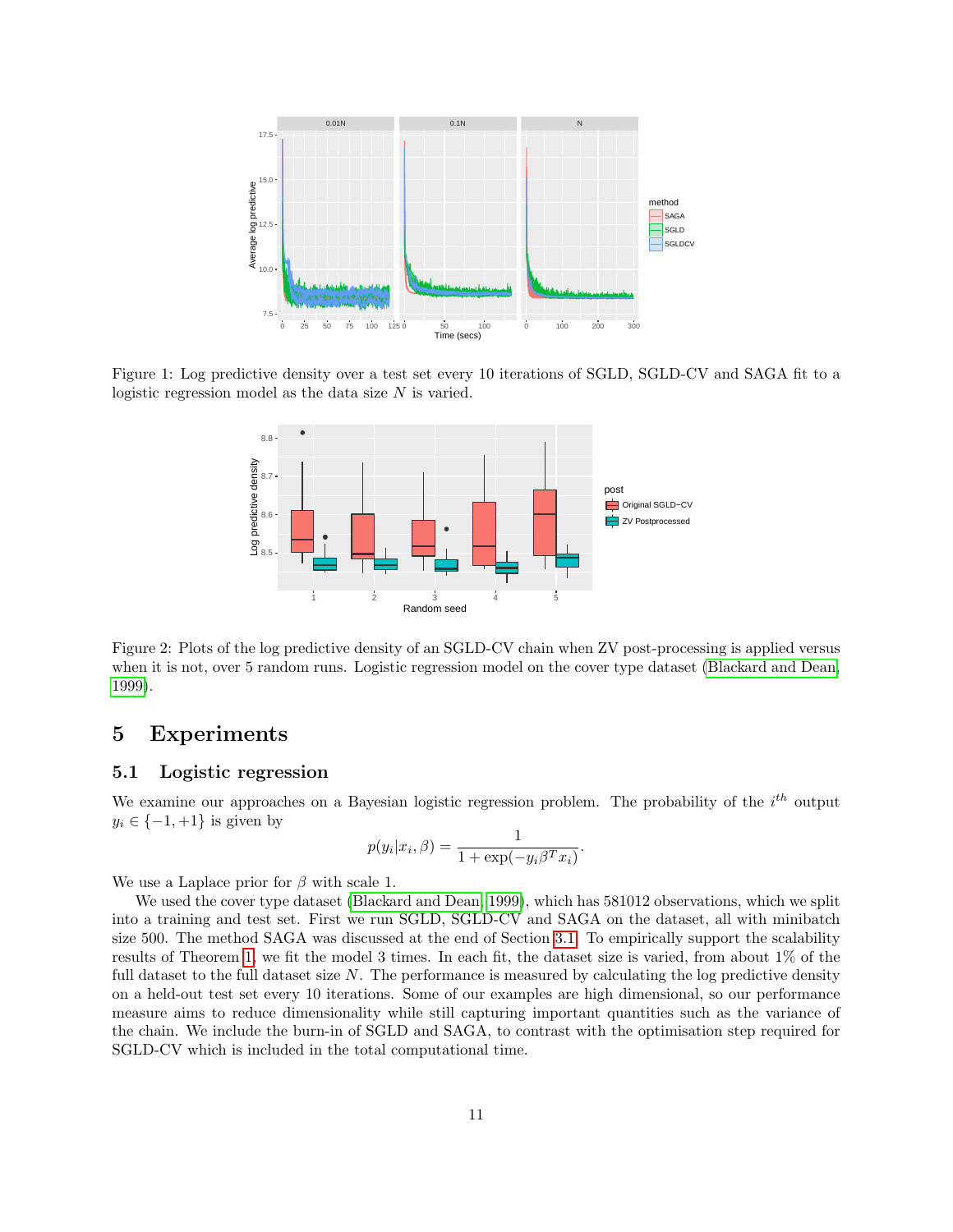Figure 1: Log predictive density over a test set every 10 iterations of SGLD, SGLD-CV and SAGA fit to a logistic regression model as the data size $N$ is varied.

Figure 2: Plots of the log predictive density of an SGLD-CV chain when ZV post-processing is applied versus when it is not, over 5 random runs. Logistic regression model on the cover type dataset (Blackard and Dean, 1999).

# 5 Experiments

## 5.1 Logistic regression

We examine our approaches on a Bayesian logistic regression problem. The probability of the $i^{th}$ output $y_i \in \{-1, +1\}$ is given by

$$p(y_i|x_i, \beta) = \frac{1}{1 + \exp(-y_i \beta^T x_i)}.$$

We use a Laplace prior for $\beta$ with scale 1.

We used the cover type dataset (Blackard and Dean, 1999), which has 581012 observations, which we split into a training and test set. First we run SGLD, SGLD-CV and SAGA on the dataset, all with minibatch size 500. The method SAGA was discussed at the end of Section 3.1. To empirically support the scalability results of Theorem 1, we fit the model 3 times. In each fit, the dataset size is varied, from about 1% of the full dataset to the full dataset size $N$. The performance is measured by calculating the log predictive density on a held-out test set every 10 iterations. Some of our examples are high dimensional, so our performance measure aims to reduce dimensionality while still capturing important quantities such as the variance of the chain. We include the burn-in of SGLD and SAGA, to contrast with the optimisation step required for SGLD-CV which is included in the total computational time.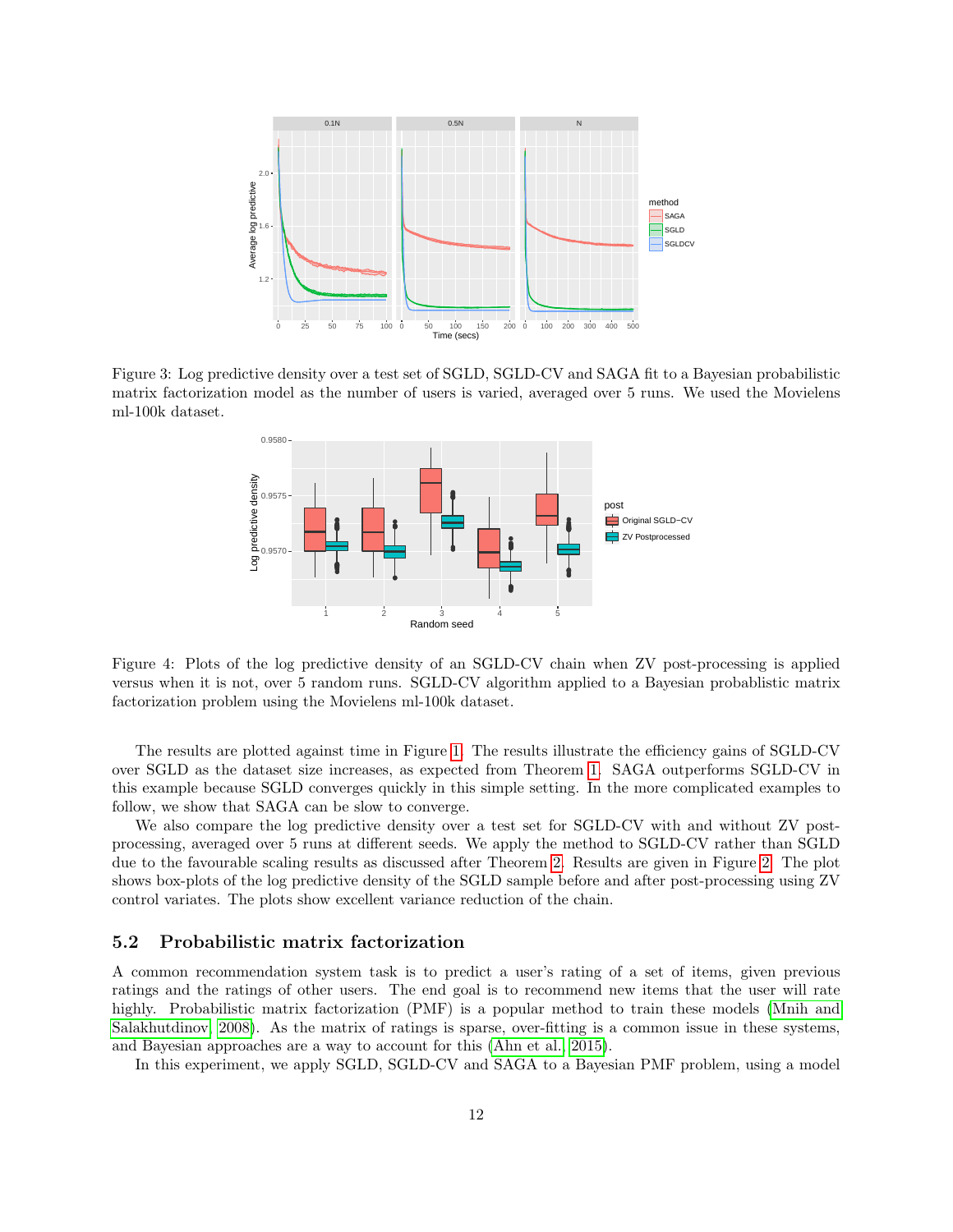Figure 3: Log predictive density over a test set of SGLD, SGLD-CV and SAGA fit to a Bayesian probabilistic matrix factorization model as the number of users is varied, averaged over 5 runs. We used the Movielens ml-100k dataset.

Figure 4: Plots of the log predictive density of an SGLD-CV chain when ZV post-processing is applied versus when it is not, over 5 random runs. SGLD-CV algorithm applied to a Bayesian probablistic matrix factorization problem using the Movielens ml-100k dataset.

The results are plotted against time in Figure 1. The results illustrate the efficiency gains of SGLD-CV over SGLD as the dataset size increases, as expected from Theorem 1. SAGA outperforms SGLD-CV in this example because SGLD converges quickly in this simple setting. In the more complicated examples to follow, we show that SAGA can be slow to converge.

We also compare the log predictive density over a test set for SGLD-CV with and without ZV post-processing, averaged over 5 runs at different seeds. We apply the method to SGLD-CV rather than SGLD due to the favourable scaling results as discussed after Theorem 2. Results are given in Figure 2. The plot shows box-plots of the log predictive density of the SGLD sample before and after post-processing using ZV control variates. The plots show excellent variance reduction of the chain.

## 5.2 Probabilistic matrix factorization

A common recommendation system task is to predict a user's rating of a set of items, given previous ratings and the ratings of other users. The end goal is to recommend new items that the user will rate highly. Probabilistic matrix factorization (PMF) is a popular method to train these models (Mnih and Salakhutdinov, 2008). As the matrix of ratings is sparse, over-fitting is a common issue in these systems, and Bayesian approaches are a way to account for this (Ahn et al., 2015).

In this experiment, we apply SGLD, SGLD-CV and SAGA to a Bayesian PMF problem, using a model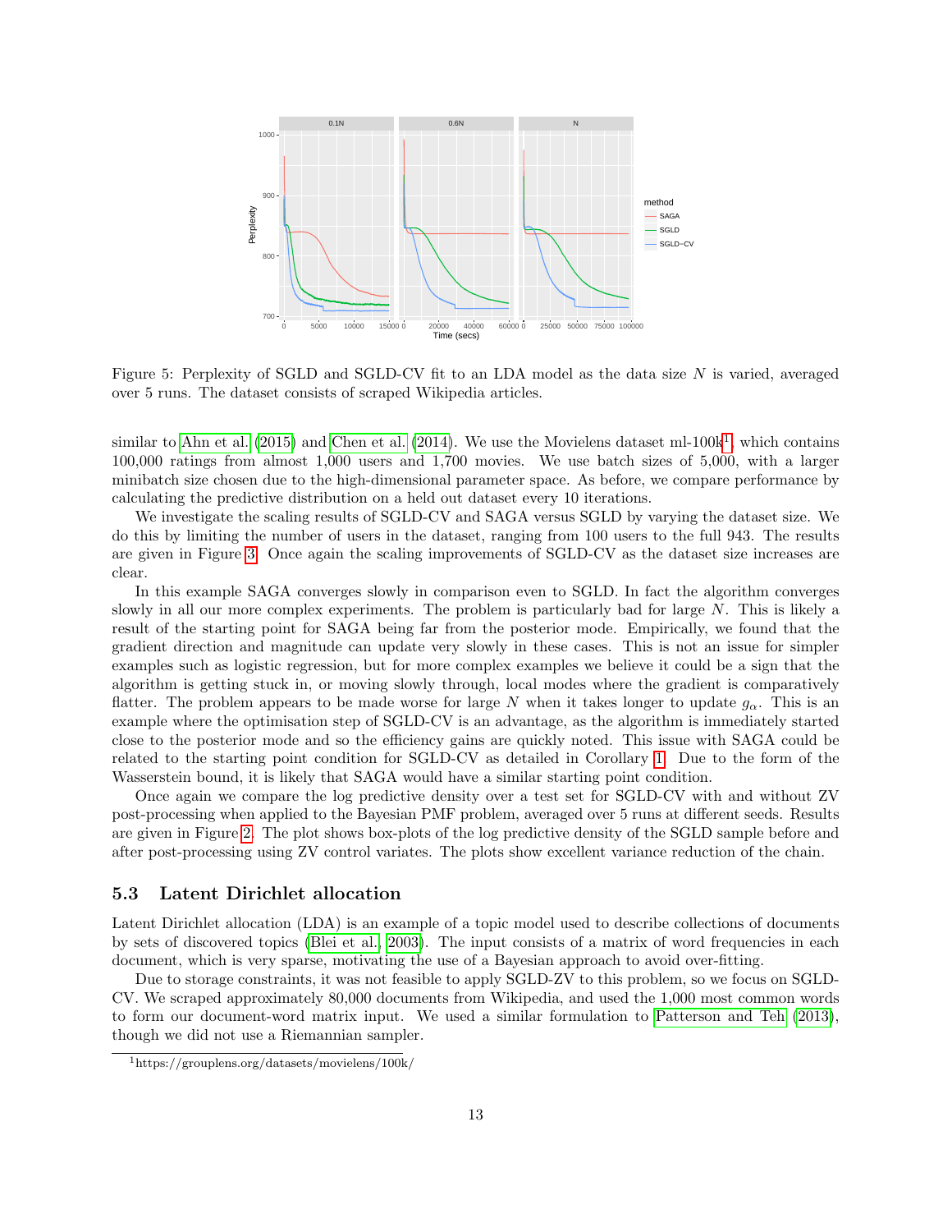Figure 5: Perplexity of SGLD and SGLD-CV fit to an LDA model as the data size $N$ is varied, averaged over 5 runs. The dataset consists of scraped Wikipedia articles.

similar to Ahn et al. (2015) and Chen et al. (2014). We use the Movielens dataset ml-100k[1], which contains 100,000 ratings from almost 1,000 users and 1,700 movies. We use batch sizes of 5,000, with a larger minibatch size chosen due to the high-dimensional parameter space. As before, we compare performance by calculating the predictive distribution on a held out dataset every 10 iterations.

We investigate the scaling results of SGLD-CV and SAGA versus SGLD by varying the dataset size. We do this by limiting the number of users in the dataset, ranging from 100 users to the full 943. The results are given in Figure 3. Once again the scaling improvements of SGLD-CV as the dataset size increases are clear.

In this example SAGA converges slowly in comparison even to SGLD. In fact the algorithm converges slowly in all our more complex experiments. The problem is particularly bad for large $N$. This is likely a result of the starting point for SAGA being far from the posterior mode. Empirically, we found that the gradient direction and magnitude can update very slowly in these cases. This is not an issue for simpler examples such as logistic regression, but for more complex examples we believe it could be a sign that the algorithm is getting stuck in, or moving slowly through, local modes where the gradient is comparatively flatter. The problem appears to be made worse for large $N$ when it takes longer to update $g_\alpha$. This is an example where the optimisation step of SGLD-CV is an advantage, as the algorithm is immediately started close to the posterior mode and so the efficiency gains are quickly noted. This issue with SAGA could be related to the starting point condition for SGLD-CV as detailed in Corollary 1. Due to the form of the Wasserstein bound, it is likely that SAGA would have a similar starting point condition.

Once again we compare the log predictive density over a test set for SGLD-CV with and without ZV post-processing when applied to the Bayesian PMF problem, averaged over 5 runs at different seeds. Results are given in Figure 2. The plot shows box-plots of the log predictive density of the SGLD sample before and after post-processing using ZV control variates. The plots show excellent variance reduction of the chain.

### 5.3 Latent Dirichlet allocation

Latent Dirichlet allocation (LDA) is an example of a topic model used to describe collections of documents by sets of discovered topics (Blei et al., 2003). The input consists of a matrix of word frequencies in each document, which is very sparse, motivating the use of a Bayesian approach to avoid over-fitting.

Due to storage constraints, it was not feasible to apply SGLD-ZV to this problem, so we focus on SGLD-CV. We scraped approximately 80,000 documents from Wikipedia, and used the 1,000 most common words to form our document-word matrix input. We used a similar formulation to Patterson and Teh (2013), though we did not use a Riemannian sampler.

[1] https://grouplens.org/datasets/movielens/100k/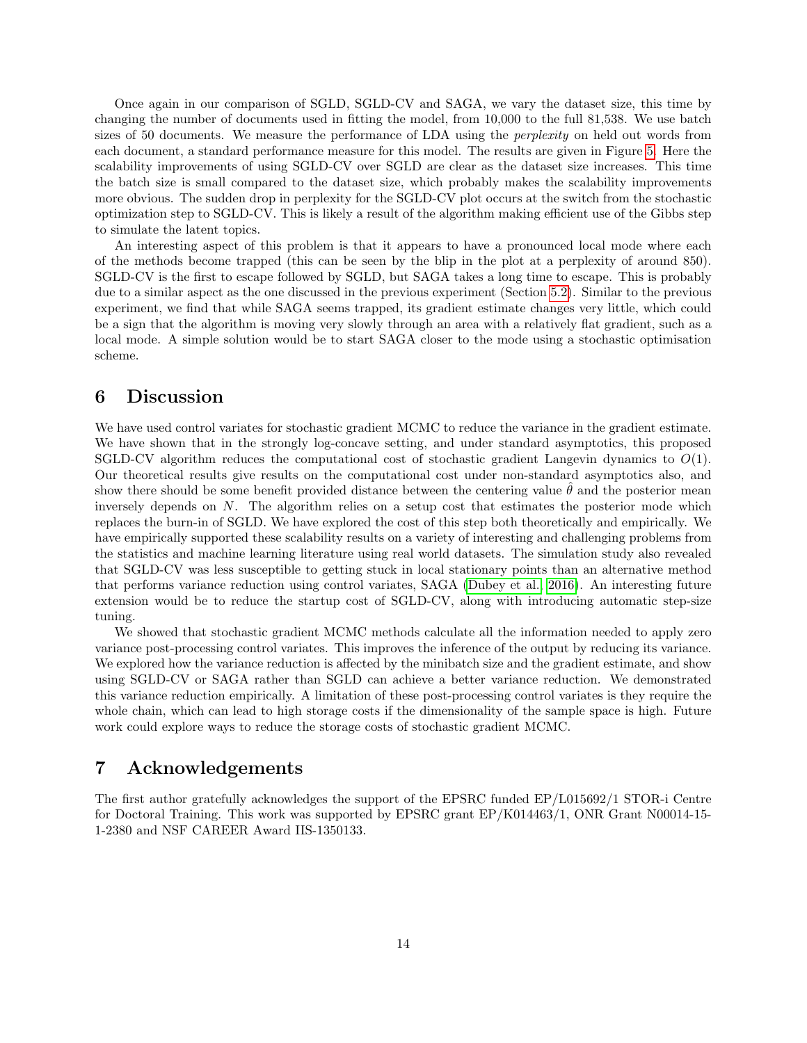Once again in our comparison of SGLD, SGLD-CV and SAGA, we vary the dataset size, this time by changing the number of documents used in fitting the model, from 10,000 to the full 81,538. We use batch sizes of 50 documents. We measure the performance of LDA using the *perplexity* on held out words from each document, a standard performance measure for this model. The results are given in Figure 5. Here the scalability improvements of using SGLD-CV over SGLD are clear as the dataset size increases. This time the batch size is small compared to the dataset size, which probably makes the scalability improvements more obvious. The sudden drop in perplexity for the SGLD-CV plot occurs at the switch from the stochastic optimization step to SGLD-CV. This is likely a result of the algorithm making efficient use of the Gibbs step to simulate the latent topics.

An interesting aspect of this problem is that it appears to have a pronounced local mode where each of the methods become trapped (this can be seen by the blip in the plot at a perplexity of around 850). SGLD-CV is the first to escape followed by SGLD, but SAGA takes a long time to escape. This is probably due to a similar aspect as the one discussed in the previous experiment (Section 5.2). Similar to the previous experiment, we find that while SAGA seems trapped, its gradient estimate changes very little, which could be a sign that the algorithm is moving very slowly through an area with a relatively flat gradient, such as a local mode. A simple solution would be to start SAGA closer to the mode using a stochastic optimisation scheme.

# 6 Discussion

We have used control variates for stochastic gradient MCMC to reduce the variance in the gradient estimate. We have shown that in the strongly log-concave setting, and under standard asymptotics, this proposed SGLD-CV algorithm reduces the computational cost of stochastic gradient Langevin dynamics to $O(1)$. Our theoretical results give results on the computational cost under non-standard asymptotics also, and show there should be some benefit provided distance between the centering value $\hat{\theta}$ and the posterior mean inversely depends on $N$. The algorithm relies on a setup cost that estimates the posterior mode which replaces the burn-in of SGLD. We have explored the cost of this step both theoretically and empirically. We have empirically supported these scalability results on a variety of interesting and challenging problems from the statistics and machine learning literature using real world datasets. The simulation study also revealed that SGLD-CV was less susceptible to getting stuck in local stationary points than an alternative method that performs variance reduction using control variates, SAGA (Dubey et al., 2016). An interesting future extension would be to reduce the startup cost of SGLD-CV, along with introducing automatic step-size tuning.

We showed that stochastic gradient MCMC methods calculate all the information needed to apply zero variance post-processing control variates. This improves the inference of the output by reducing its variance. We explored how the variance reduction is affected by the minibatch size and the gradient estimate, and show using SGLD-CV or SAGA rather than SGLD can achieve a better variance reduction. We demonstrated this variance reduction empirically. A limitation of these post-processing control variates is they require the whole chain, which can lead to high storage costs if the dimensionality of the sample space is high. Future work could explore ways to reduce the storage costs of stochastic gradient MCMC.

# 7 Acknowledgements

The first author gratefully acknowledges the support of the EPSRC funded EP/L015692/1 STOR-i Centre for Doctoral Training. This work was supported by EPSRC grant EP/K014463/1, ONR Grant N00014-15-1-2380 and NSF CAREER Award IIS-1350133.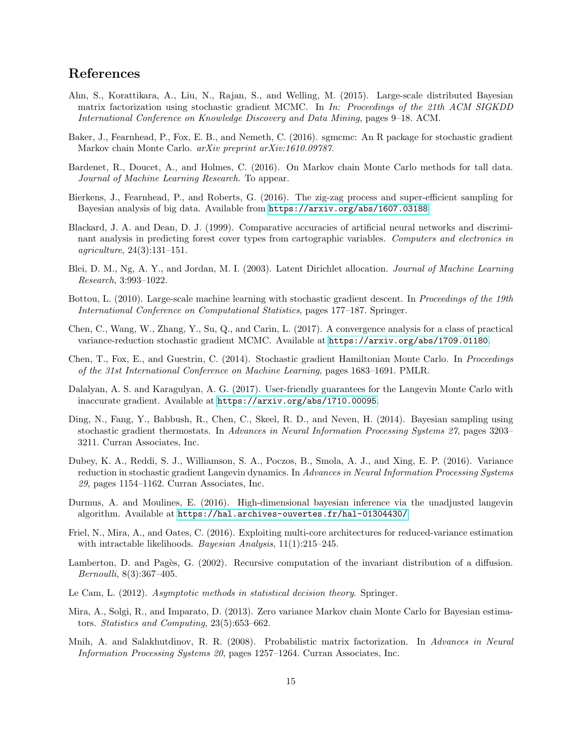# References

Ahn, S., Korattikara, A., Liu, N., Rajan, S., and Welling, M. (2015). Large-scale distributed Bayesian matrix factorization using stochastic gradient MCMC. In *In: Proceedings of the 21th ACM SIGKDD International Conference on Knowledge Discovery and Data Mining*, pages 9–18. ACM.

Baker, J., Fearnhead, P., Fox, E. B., and Nemeth, C. (2016). sgmcmc: An R package for stochastic gradient Markov chain Monte Carlo. *arXiv preprint arXiv:1610.09787*.

Bardenet, R., Doucet, A., and Holmes, C. (2016). On Markov chain Monte Carlo methods for tall data. *Journal of Machine Learning Research*. To appear.

Bierkens, J., Fearnhead, P., and Roberts, G. (2016). The zig-zag process and super-efficient sampling for Bayesian analysis of big data. Available from https://arxiv.org/abs/1607.03188.

Blackard, J. A. and Dean, D. J. (1999). Comparative accuracies of artificial neural networks and discriminant analysis in predicting forest cover types from cartographic variables. *Computers and electronics in agriculture*, 24(3):131–151.

Blei, D. M., Ng, A. Y., and Jordan, M. I. (2003). Latent Dirichlet allocation. *Journal of Machine Learning Research*, 3:993–1022.

Bottou, L. (2010). Large-scale machine learning with stochastic gradient descent. In *Proceedings of the 19th International Conference on Computational Statistics*, pages 177–187. Springer.

Chen, C., Wang, W., Zhang, Y., Su, Q., and Carin, L. (2017). A convergence analysis for a class of practical variance-reduction stochastic gradient MCMC. Available at https://arxiv.org/abs/1709.01180.

Chen, T., Fox, E., and Guestrin, C. (2014). Stochastic gradient Hamiltonian Monte Carlo. In *Proceedings of the 31st International Conference on Machine Learning*, pages 1683–1691. PMLR.

Dalalyan, A. S. and Karagulyan, A. G. (2017). User-friendly guarantees for the Langevin Monte Carlo with inaccurate gradient. Available at https://arxiv.org/abs/1710.00095.

Ding, N., Fang, Y., Babbush, R., Chen, C., Skeel, R. D., and Neven, H. (2014). Bayesian sampling using stochastic gradient thermostats. In *Advances in Neural Information Processing Systems 27*, pages 3203–3211. Curran Associates, Inc.

Dubey, K. A., Reddi, S. J., Williamson, S. A., Poczos, B., Smola, A. J., and Xing, E. P. (2016). Variance reduction in stochastic gradient Langevin dynamics. In *Advances in Neural Information Processing Systems 29*, pages 1154–1162. Curran Associates, Inc.

Durmus, A. and Moulines, E. (2016). High-dimensional bayesian inference via the unadjusted langevin algorithm. Available at https://hal.archives-ouvertes.fr/hal-01304430/.

Friel, N., Mira, A., and Oates, C. (2016). Exploiting multi-core architectures for reduced-variance estimation with intractable likelihoods. *Bayesian Analysis*, 11(1):215–245.

Lamberton, D. and Pagès, G. (2002). Recursive computation of the invariant distribution of a diffusion. *Bernoulli*, 8(3):367–405.

Le Cam, L. (2012). *Asymptotic methods in statistical decision theory*. Springer.

Mira, A., Solgi, R., and Imparato, D. (2013). Zero variance Markov chain Monte Carlo for Bayesian estimators. *Statistics and Computing*, 23(5):653–662.

Mnih, A. and Salakhutdinov, R. R. (2008). Probabilistic matrix factorization. In *Advances in Neural Information Processing Systems 20*, pages 1257–1264. Curran Associates, Inc.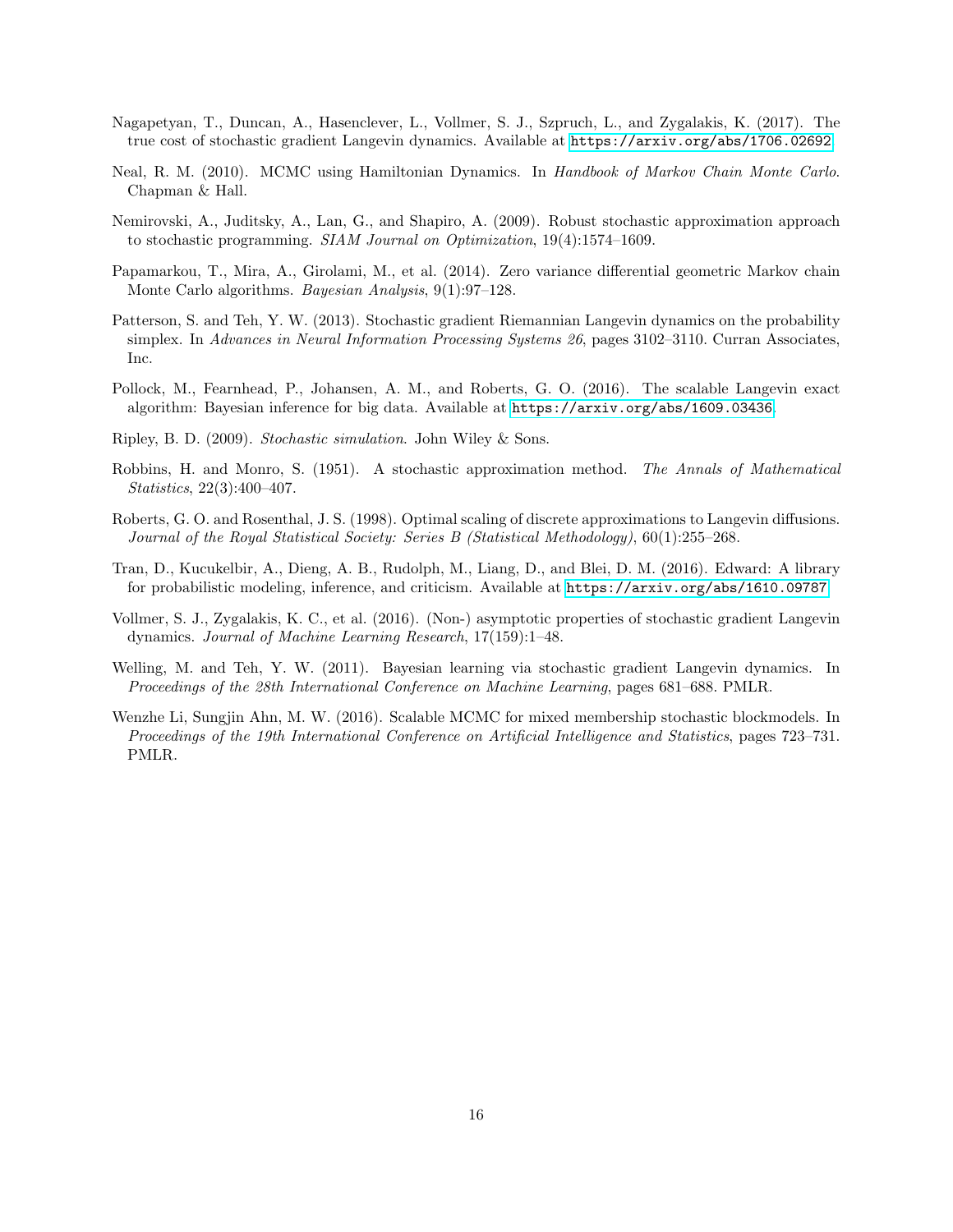Nagapetyan, T., Duncan, A., Hasenclever, L., Vollmer, S. J., Szpruch, L., and Zygalakis, K. (2017). The true cost of stochastic gradient Langevin dynamics. Available at https://arxiv.org/abs/1706.02692.

Neal, R. M. (2010). MCMC using Hamiltonian Dynamics. In *Handbook of Markov Chain Monte Carlo*. Chapman & Hall.

Nemirovski, A., Juditsky, A., Lan, G., and Shapiro, A. (2009). Robust stochastic approximation approach to stochastic programming. *SIAM Journal on Optimization*, 19(4):1574–1609.

Papamarkou, T., Mira, A., Girolami, M., et al. (2014). Zero variance differential geometric Markov chain Monte Carlo algorithms. *Bayesian Analysis*, 9(1):97–128.

Patterson, S. and Teh, Y. W. (2013). Stochastic gradient Riemannian Langevin dynamics on the probability simplex. In *Advances in Neural Information Processing Systems 26*, pages 3102–3110. Curran Associates, Inc.

Pollock, M., Fearnhead, P., Johansen, A. M., and Roberts, G. O. (2016). The scalable Langevin exact algorithm: Bayesian inference for big data. Available at https://arxiv.org/abs/1609.03436.

Ripley, B. D. (2009). *Stochastic simulation*. John Wiley & Sons.

Robbins, H. and Monro, S. (1951). A stochastic approximation method. *The Annals of Mathematical Statistics*, 22(3):400–407.

Roberts, G. O. and Rosenthal, J. S. (1998). Optimal scaling of discrete approximations to Langevin diffusions. *Journal of the Royal Statistical Society: Series B (Statistical Methodology)*, 60(1):255–268.

Tran, D., Kucukelbir, A., Dieng, A. B., Rudolph, M., Liang, D., and Blei, D. M. (2016). Edward: A library for probabilistic modeling, inference, and criticism. Available at https://arxiv.org/abs/1610.09787.

Vollmer, S. J., Zygalakis, K. C., et al. (2016). (Non-) asymptotic properties of stochastic gradient Langevin dynamics. *Journal of Machine Learning Research*, 17(159):1–48.

Welling, M. and Teh, Y. W. (2011). Bayesian learning via stochastic gradient Langevin dynamics. In *Proceedings of the 28th International Conference on Machine Learning*, pages 681–688. PMLR.

Wenzhe Li, Sungjin Ahn, M. W. (2016). Scalable MCMC for mixed membership stochastic blockmodels. In *Proceedings of the 19th International Conference on Artificial Intelligence and Statistics*, pages 723–731. PMLR.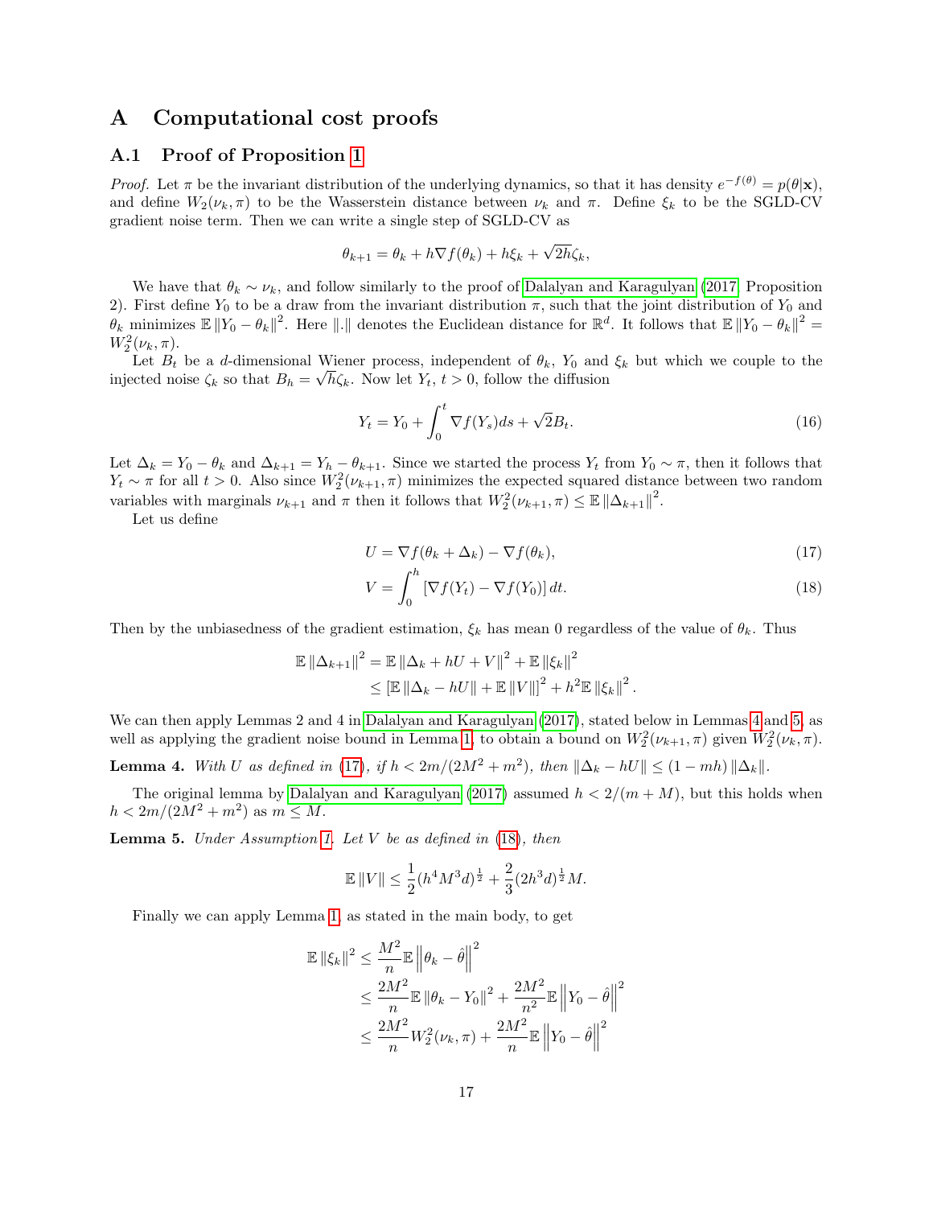# A Computational cost proofs

## A.1 Proof of Proposition 1

*Proof.* Let $\pi$ be the invariant distribution of the underlying dynamics, so that it has density $e^{-f(\theta)} = p(\theta|\mathbf{x})$, and define $W_2(\nu_k, \pi)$ to be the Wasserstein distance between $\nu_k$ and $\pi$. Define $\xi_k$ to be the SGLD-CV gradient noise term. Then we can write a single step of SGLD-CV as

$$\theta_{k+1} = \theta_k + h\nabla f(\theta_k) + h\xi_k + \sqrt{2h}\zeta_k,$$

We have that $\theta_k \sim \nu_k$, and follow similarly to the proof of Dalalyan and Karagulyan (2017, Proposition 2). First define $Y_0$ to be a draw from the invariant distribution $\pi$, such that the joint distribution of $Y_0$ and $\theta_k$ minimizes $\mathbb{E}\left\|Y_0 - \theta_k\right\|^2$. Here $\|.\|$ denotes the Euclidean distance for $\mathbb{R}^d$. It follows that $\mathbb{E}\left\|Y_0 - \theta_k\right\|^2 = W_2^2(\nu_k, \pi)$.

Let $B_t$ be a $d$-dimensional Wiener process, independent of $\theta_k$, $Y_0$ and $\xi_k$ but which we couple to the injected noise $\zeta_k$ so that $B_h = \sqrt{h}\zeta_k$. Now let $Y_t$, $t > 0$, follow the diffusion

$$Y_t = Y_0 + \int_0^t \nabla f(Y_s)ds + \sqrt{2}B_t. \tag{16}$$

Let $\Delta_k = Y_0 - \theta_k$ and $\Delta_{k+1} = Y_h - \theta_{k+1}$. Since we started the process $Y_t$ from $Y_0 \sim \pi$, then it follows that $Y_t \sim \pi$ for all $t > 0$. Also since $W_2^2(\nu_{k+1}, \pi)$ minimizes the expected squared distance between two random variables with marginals $\nu_{k+1}$ and $\pi$ then it follows that $W_2^2(\nu_{k+1}, \pi) \leq \mathbb{E}\left\|\Delta_{k+1}\right\|^2$.

Let us define

$$U = \nabla f(\theta_k + \Delta_k) - \nabla f(\theta_k), \tag{17}$$

$$V = \int_0^h \left[\nabla f(Y_t) - \nabla f(Y_0)\right] dt. \tag{18}$$

Then by the unbiasedness of the gradient estimation, $\xi_k$ has mean 0 regardless of the value of $\theta_k$. Thus

$$\begin{aligned}
\mathbb{E}\left\|\Delta_{k+1}\right\|^2 &= \mathbb{E}\left\|\Delta_k + hU + V\right\|^2 + \mathbb{E}\left\|\xi_k\right\|^2 \\
&\leq \left[\mathbb{E}\left\|\Delta_k - hU\right\| + \mathbb{E}\left\|V\right\|\right]^2 + h^2\mathbb{E}\left\|\xi_k\right\|^2.
\end{aligned}$$

We can then apply Lemmas 2 and 4 in Dalalyan and Karagulyan (2017), stated below in Lemmas 4 and 5, as well as applying the gradient noise bound in Lemma 1, to obtain a bound on $W_2^2(\nu_{k+1}, \pi)$ given $W_2^2(\nu_k, \pi)$.

**Lemma 4.** *With $U$ as defined in (17), if $h < 2m/(2M^2 + m^2)$, then $\left\|\Delta_k - hU\right\| \leq (1 - mh)\left\|\Delta_k\right\|$.*

The original lemma by Dalalyan and Karagulyan (2017) assumed $h < 2/(m + M)$, but this holds when $h < 2m/(2M^2 + m^2)$ as $m \leq M$.

**Lemma 5.** *Under Assumption 1. Let $V$ be as defined in (18), then*

$$\mathbb{E}\left\|V\right\| \leq \frac{1}{2}(h^4 M^3 d)^{\frac{1}{2}} + \frac{2}{3}(2h^3 d)^{\frac{1}{2}} M.$$

Finally we can apply Lemma 1, as stated in the main body, to get

$$\begin{aligned}
\mathbb{E}\left\|\xi_k\right\|^2 &\leq \frac{M^2}{n}\mathbb{E}\left\|\theta_k - \hat{\theta}\right\|^2 \\
&\leq \frac{2M^2}{n}\mathbb{E}\left\|\theta_k - Y_0\right\|^2 + \frac{2M^2}{n^2}\mathbb{E}\left\|Y_0 - \hat{\theta}\right\|^2 \\
&\leq \frac{2M^2}{n}W_2^2(\nu_k, \pi) + \frac{2M^2}{n}\mathbb{E}\left\|Y_0 - \hat{\theta}\right\|^2
\end{aligned}$$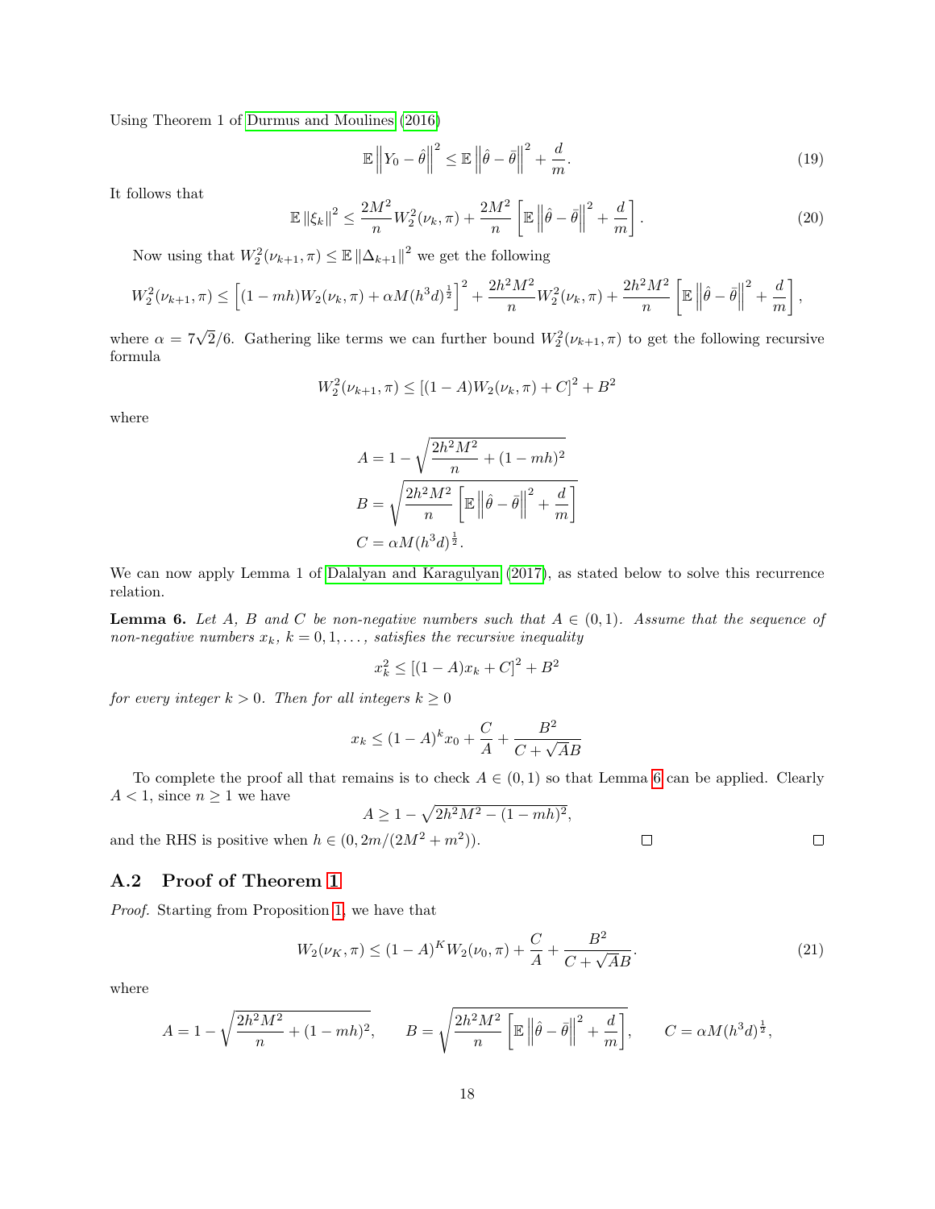Using Theorem 1 of Durmus and Moulines (2016)

$$\mathbb{E}\left\|Y_0 - \hat{\theta}\right\|^2 \leq \mathbb{E}\left\|\hat{\theta} - \bar{\theta}\right\|^2 + \frac{d}{m}. \tag{19}$$

It follows that

$$\mathbb{E}\left\|\xi_k\right\|^2 \leq \frac{2M^2}{n} W_2^2(\nu_k, \pi) + \frac{2M^2}{n}\left[\mathbb{E}\left\|\hat{\theta} - \bar{\theta}\right\|^2 + \frac{d}{m}\right]. \tag{20}$$

Now using that $W_2^2(\nu_{k+1}, \pi) \leq \mathbb{E}\left\|\Delta_{k+1}\right\|^2$ we get the following

$$W_2^2(\nu_{k+1}, \pi) \leq \left[(1 - mh)W_2(\nu_k, \pi) + \alpha M(h^3 d)^{\frac{1}{2}}\right]^2 + \frac{2h^2M^2}{n} W_2^2(\nu_k, \pi) + \frac{2h^2M^2}{n}\left[\mathbb{E}\left\|\hat{\theta} - \bar{\theta}\right\|^2 + \frac{d}{m}\right],$$

where $\alpha = 7\sqrt{2}/6$. Gathering like terms we can further bound $W_2^2(\nu_{k+1}, \pi)$ to get the following recursive formula

$$W_2^2(\nu_{k+1}, \pi) \leq \left[(1 - A)W_2(\nu_k, \pi) + C\right]^2 + B^2$$

where

$$A = 1 - \sqrt{\frac{2h^2M^2}{n} + (1 - mh)^2}$$

$$B = \sqrt{\frac{2h^2M^2}{n}\left[\mathbb{E}\left\|\hat{\theta} - \bar{\theta}\right\|^2 + \frac{d}{m}\right]}$$

$$C = \alpha M(h^3 d)^{\frac{1}{2}}.$$

We can now apply Lemma 1 of Dalalyan and Karagulyan (2017), as stated below to solve this recurrence relation.

**Lemma 6.** *Let $A$, $B$ and $C$ be non-negative numbers such that $A \in (0, 1)$. Assume that the sequence of non-negative numbers $x_k$, $k = 0, 1, \ldots$, satisfies the recursive inequality*

$$x_k^2 \leq \left[(1 - A)x_k + C\right]^2 + B^2$$

*for every integer $k > 0$. Then for all integers $k \geq 0$*

$$x_k \leq (1 - A)^k x_0 + \frac{C}{A} + \frac{B^2}{C + \sqrt{A}B}$$

To complete the proof all that remains is to check $A \in (0, 1)$ so that Lemma 6 can be applied. Clearly $A < 1$, since $n \geq 1$ we have

$$A \geq 1 - \sqrt{2h^2M^2 - (1 - mh)^2},$$

and the RHS is positive when $h \in (0, 2m/(2M^2 + m^2))$. □ □

## A.2 Proof of Theorem 1

*Proof.* Starting from Proposition 1, we have that

$$W_2(\nu_K, \pi) \leq (1 - A)^K W_2(\nu_0, \pi) + \frac{C}{A} + \frac{B^2}{C + \sqrt{A}B}. \tag{21}$$

where

$$A = 1 - \sqrt{\frac{2h^2M^2}{n} + (1 - mh)^2}, \qquad B = \sqrt{\frac{2h^2M^2}{n}\left[\mathbb{E}\left\|\hat{\theta} - \bar{\theta}\right\|^2 + \frac{d}{m}\right]}, \qquad C = \alpha M(h^3 d)^{\frac{1}{2}},$$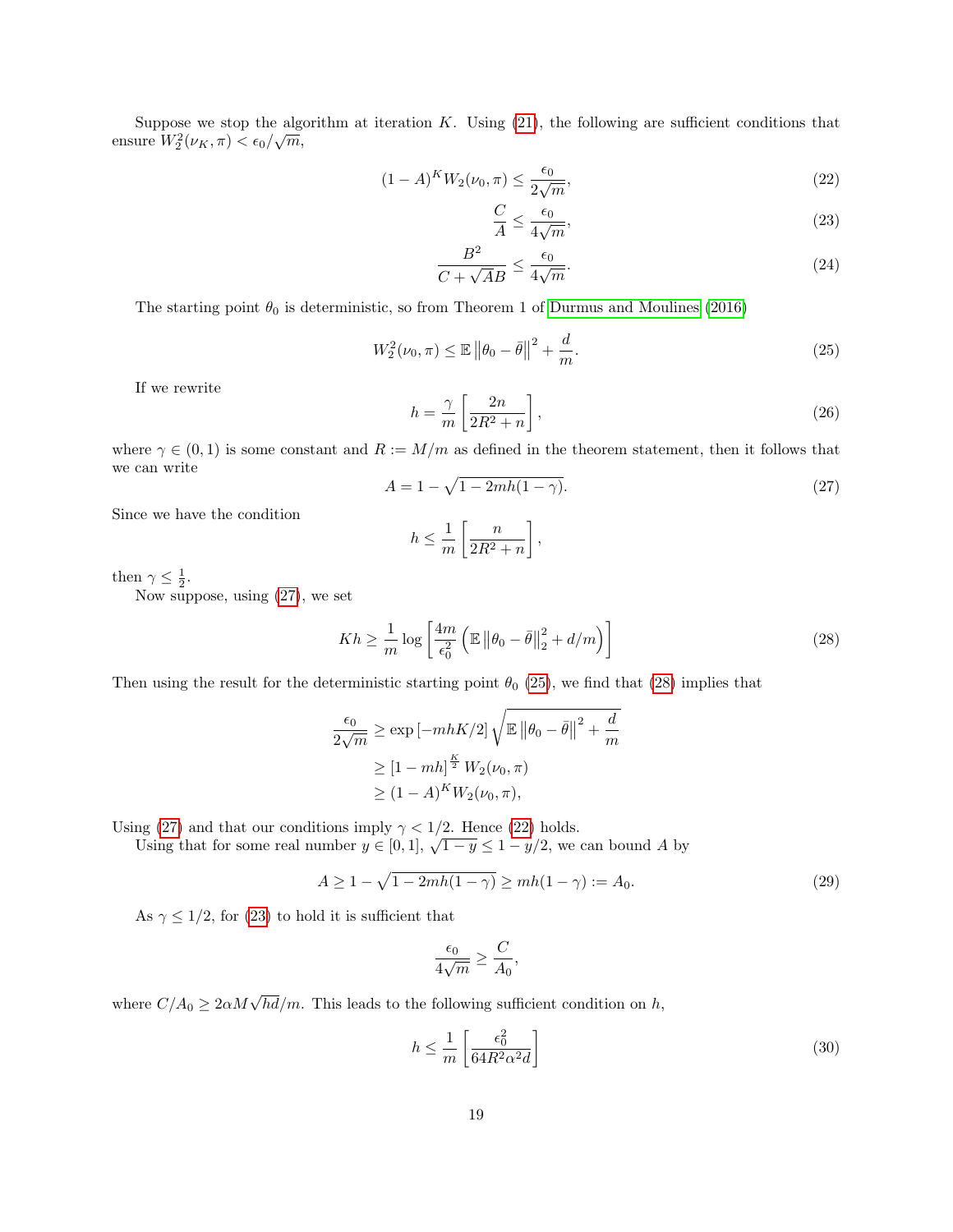Suppose we stop the algorithm at iteration $K$. Using (21), the following are sufficient conditions that ensure $W_2^2(\nu_K, \pi) < \epsilon_0/\sqrt{m}$,

$$(1-A)^K W_2(\nu_0, \pi) \leq \frac{\epsilon_0}{2\sqrt{m}}, \tag{22}$$

$$\frac{C}{A} \leq \frac{\epsilon_0}{4\sqrt{m}}, \tag{23}$$

$$\frac{B^2}{C + \sqrt{A}B} \leq \frac{\epsilon_0}{4\sqrt{m}}. \tag{24}$$

The starting point $\theta_0$ is deterministic, so from Theorem 1 of Durmus and Moulines (2016)

$$W_2^2(\nu_0, \pi) \leq \mathbb{E}\left\|\theta_0 - \bar{\theta}\right\|^2 + \frac{d}{m}. \tag{25}$$

If we rewrite

$$h = \frac{\gamma}{m}\left[\frac{2n}{2R^2 + n}\right], \tag{26}$$

where $\gamma \in (0,1)$ is some constant and $R := M/m$ as defined in the theorem statement, then it follows that we can write

$$A = 1 - \sqrt{1 - 2mh(1-\gamma)}. \tag{27}$$

Since we have the condition

$$h \leq \frac{1}{m}\left[\frac{n}{2R^2 + n}\right],$$

then $\gamma \leq \frac{1}{2}$.

Now suppose, using (27), we set

$$Kh \geq \frac{1}{m}\log\left[\frac{4m}{\epsilon_0^2}\left(\mathbb{E}\left\|\theta_0 - \bar{\theta}\right\|_2^2 + d/m\right)\right] \tag{28}$$

Then using the result for the deterministic starting point $\theta_0$ (25), we find that (28) implies that

$$\begin{aligned}
\frac{\epsilon_0}{2\sqrt{m}} &\geq \exp\left[-mhK/2\right]\sqrt{\mathbb{E}\left\|\theta_0 - \bar{\theta}\right\|^2 + \frac{d}{m}} \\
&\geq \left[1 - mh\right]^{\frac{K}{2}} W_2(\nu_0, \pi) \\
&\geq (1-A)^K W_2(\nu_0, \pi),
\end{aligned}$$

Using (27) and that our conditions imply $\gamma < 1/2$. Hence (22) holds.

Using that for some real number $y \in [0,1]$, $\sqrt{1-y} \leq 1 - y/2$, we can bound $A$ by

$$A \geq 1 - \sqrt{1 - 2mh(1-\gamma)} \geq mh(1-\gamma) := A_0. \tag{29}$$

As $\gamma \leq 1/2$, for (23) to hold it is sufficient that

$$\frac{\epsilon_0}{4\sqrt{m}} \geq \frac{C}{A_0},$$

where $C/A_0 \geq 2\alpha M\sqrt{hd}/m$. This leads to the following sufficient condition on $h$,

$$h \leq \frac{1}{m}\left[\frac{\epsilon_0^2}{64R^2\alpha^2 d}\right] \tag{30}$$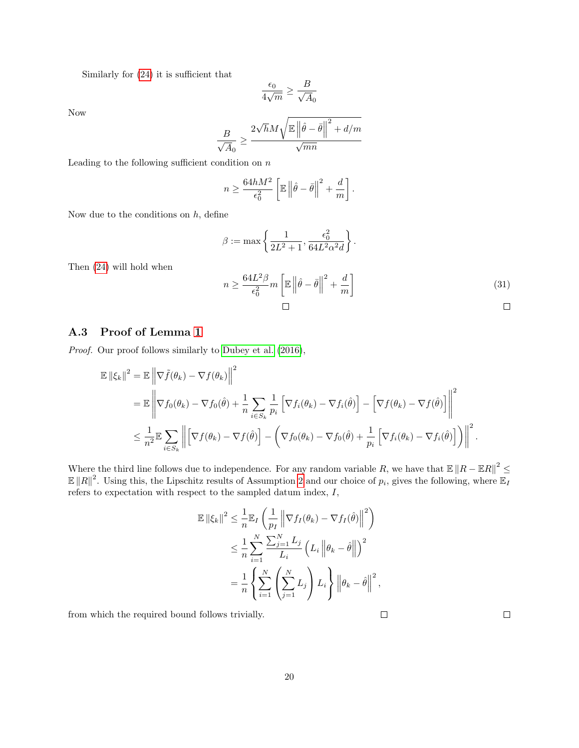Similarly for (24) it is sufficient that

$$\frac{\epsilon_0}{4\sqrt{m}} \geq \frac{B}{\sqrt{A_0}}$$

Now

$$\frac{B}{\sqrt{A_0}} \geq \frac{2\sqrt{h}M\sqrt{\mathbb{E}\left\|\hat{\theta}-\bar{\theta}\right\|^2 + d/m}}{\sqrt{mn}}$$

Leading to the following sufficient condition on $n$

$$n \geq \frac{64hM^2}{\epsilon_0^2}\left[\mathbb{E}\left\|\hat{\theta}-\bar{\theta}\right\|^2 + \frac{d}{m}\right].$$

Now due to the conditions on $h$, define

$$\beta := \max\left\{\frac{1}{2L^2+1}, \frac{\epsilon_0^2}{64L^2\alpha^2 d}\right\}.$$

Then (24) will hold when

$$n \geq \frac{64L^2\beta}{\epsilon_0^2}m\left[\mathbb{E}\left\|\hat{\theta}-\bar{\theta}\right\|^2 + \frac{d}{m}\right] \tag{31}$$

□ □

### A.3 Proof of Lemma 1

*Proof.* Our proof follows similarly to Dubey et al. (2016),

$$\begin{aligned}
\mathbb{E}\left\|\xi_k\right\|^2 &= \mathbb{E}\left\|\nabla\tilde{f}(\theta_k) - \nabla f(\theta_k)\right\|^2 \\
&= \mathbb{E}\left\|\nabla f_0(\theta_k) - \nabla f_0(\hat{\theta}) + \frac{1}{n}\sum_{i\in S_k}\frac{1}{p_i}\left[\nabla f_i(\theta_k) - \nabla f_i(\hat{\theta})\right] - \left[\nabla f(\theta_k) - \nabla f(\hat{\theta})\right]\right\|^2 \\
&\leq \frac{1}{n^2}\mathbb{E}\sum_{i\in S_k}\left\|\left[\nabla f(\theta_k) - \nabla f(\hat{\theta})\right] - \left(\nabla f_0(\theta_k) - \nabla f_0(\hat{\theta}) + \frac{1}{p_i}\left[\nabla f_i(\theta_k) - \nabla f_i(\hat{\theta})\right]\right)\right\|^2.
\end{aligned}$$

Where the third line follows due to independence. For any random variable $R$, we have that $\mathbb{E}\left\|R - \mathbb{E}R\right\|^2 \leq \mathbb{E}\left\|R\right\|^2$. Using this, the Lipschitz results of Assumption 2 and our choice of $p_i$, gives the following, where $\mathbb{E}_I$ refers to expectation with respect to the sampled datum index, $I$,

$$\begin{aligned}
\mathbb{E}\left\|\xi_k\right\|^2 &\leq \frac{1}{n}\mathbb{E}_I\left(\frac{1}{p_I}\left\|\nabla f_I(\theta_k) - \nabla f_I(\hat{\theta})\right\|^2\right) \\
&\leq \frac{1}{n}\sum_{i=1}^N\frac{\sum_{j=1}^N L_j}{L_i}\left(L_i\left\|\theta_k - \hat{\theta}\right\|\right)^2 \\
&= \frac{1}{n}\left\{\sum_{i=1}^N\left(\sum_{j=1}^N L_j\right)L_i\right\}\left\|\theta_k - \hat{\theta}\right\|^2,
\end{aligned}$$

from which the required bound follows trivially. □ □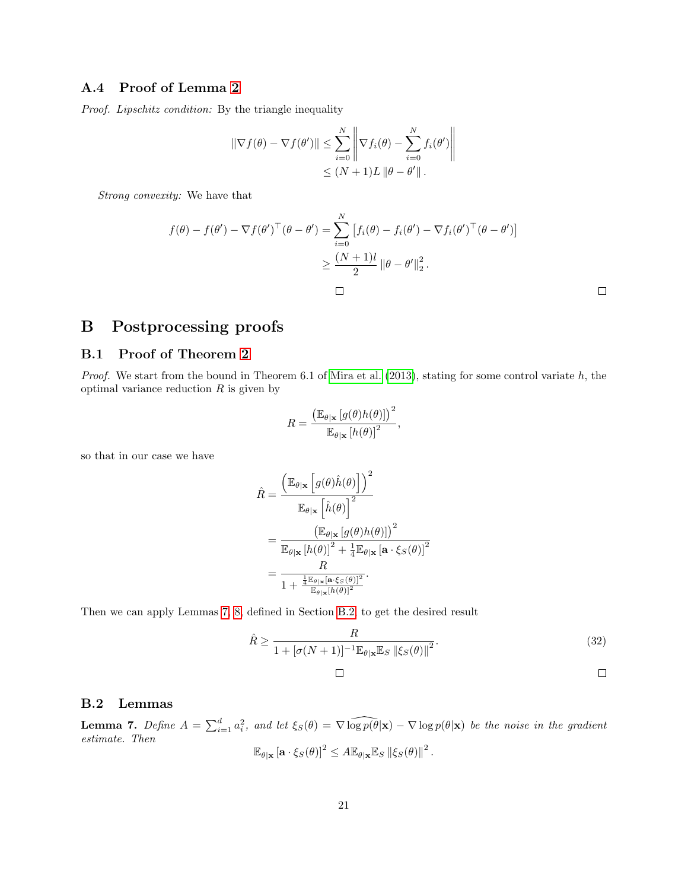### A.4 Proof of Lemma 2

*Proof. Lipschitz condition:* By the triangle inequality

$$\begin{aligned}
\|\nabla f(\theta) - \nabla f(\theta')\| &\leq \sum_{i=0}^{N} \left\| \nabla f_i(\theta) - \sum_{i=0}^{N} f_i(\theta') \right\| \\
&\leq (N+1)L \|\theta - \theta'\|.
\end{aligned}$$

*Strong convexity:* We have that

$$\begin{aligned}
f(\theta) - f(\theta') - \nabla f(\theta')^\top (\theta - \theta') &= \sum_{i=0}^{N} \left[ f_i(\theta) - f_i(\theta') - \nabla f_i(\theta')^\top (\theta - \theta') \right] \\
&\geq \frac{(N+1)l}{2} \|\theta - \theta'\|_2^2.
\end{aligned}$$

□ □

## B Postprocessing proofs

### B.1 Proof of Theorem 2

*Proof.* We start from the bound in Theorem 6.1 of Mira et al. (2013), stating for some control variate $h$, the optimal variance reduction $R$ is given by

$$R = \frac{\left(\mathbb{E}_{\theta|\mathbf{x}}\left[g(\theta)h(\theta)\right]\right)^2}{\mathbb{E}_{\theta|\mathbf{x}}\left[h(\theta)\right]^2},$$

so that in our case we have

$$\begin{aligned}
\hat{R} &= \frac{\left(\mathbb{E}_{\theta|\mathbf{x}}\left[g(\theta)\hat{h}(\theta)\right]\right)^2}{\mathbb{E}_{\theta|\mathbf{x}}\left[\hat{h}(\theta)\right]^2} \\
&= \frac{\left(\mathbb{E}_{\theta|\mathbf{x}}\left[g(\theta)h(\theta)\right]\right)^2}{\mathbb{E}_{\theta|\mathbf{x}}\left[h(\theta)\right]^2 + \frac{1}{4}\mathbb{E}_{\theta|\mathbf{x}}\left[\mathbf{a}\cdot\xi_S(\theta)\right]^2} \\
&= \frac{R}{1 + \frac{\frac{1}{4}\mathbb{E}_{\theta|\mathbf{x}}\left[\mathbf{a}\cdot\xi_S(\theta)\right]^2}{\mathbb{E}_{\theta|\mathbf{x}}\left[h(\theta)\right]^2}}.
\end{aligned}$$

Then we can apply Lemmas 7, 8, defined in Section B.2, to get the desired result

$$\hat{R} \geq \frac{R}{1 + [\sigma(N+1)]^{-1}\mathbb{E}_{\theta|\mathbf{x}}\mathbb{E}_S \|\xi_S(\theta)\|^2}. \tag{32}$$

□ □

### B.2 Lemmas

**Lemma 7.** *Define $A = \sum_{i=1}^{d} a_i^2$, and let $\xi_S(\theta) = \nabla \widehat{\log p(\theta|\mathbf{x})} - \nabla \log p(\theta|\mathbf{x})$ be the noise in the gradient estimate. Then*

$$\mathbb{E}_{\theta|\mathbf{x}}\left[\mathbf{a}\cdot\xi_S(\theta)\right]^2 \leq A\mathbb{E}_{\theta|\mathbf{x}}\mathbb{E}_S \|\xi_S(\theta)\|^2.$$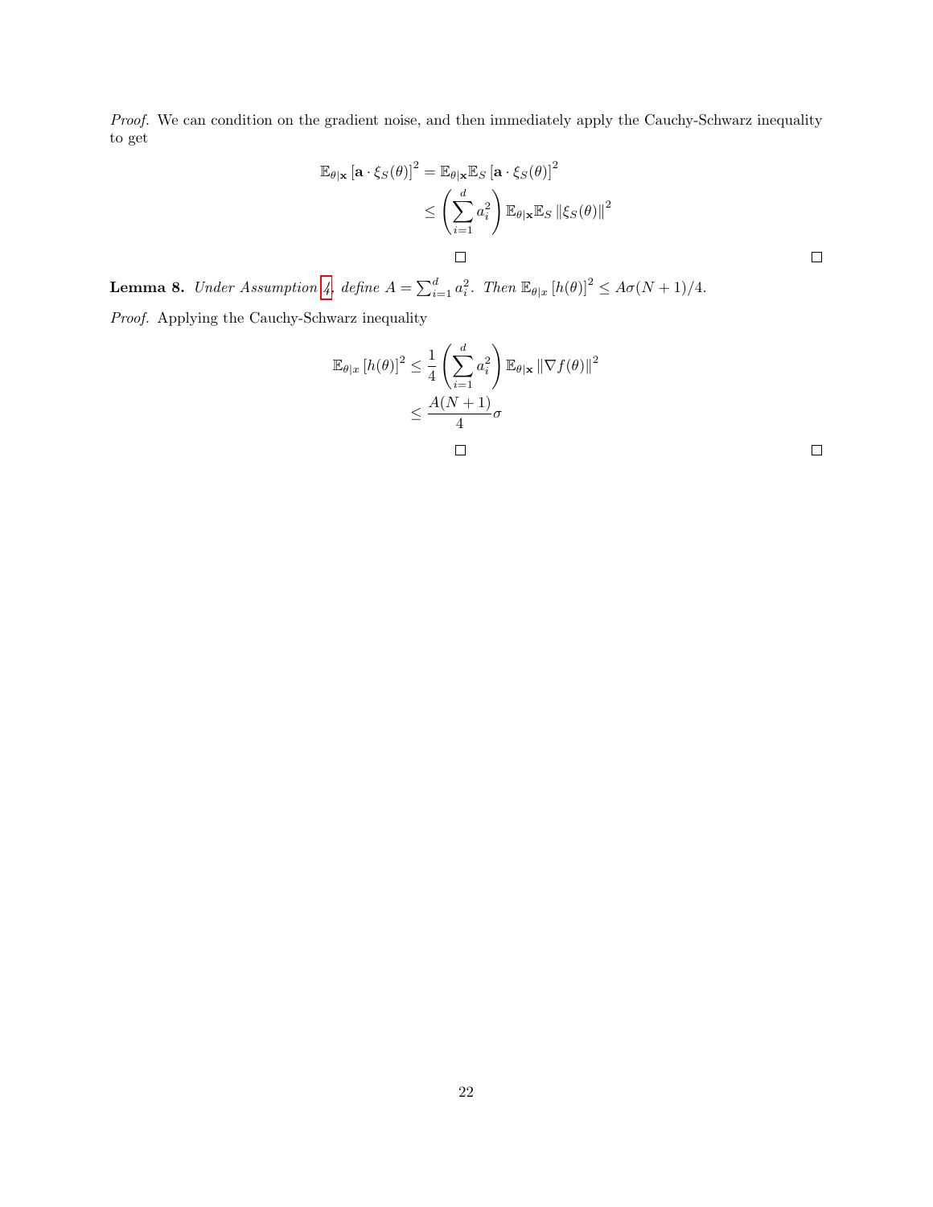*Proof.* We can condition on the gradient noise, and then immediately apply the Cauchy-Schwarz inequality to get

$$
\begin{aligned}
\mathbb{E}_{\theta|\mathbf{x}} \left[\mathbf{a} \cdot \xi_S(\theta)\right]^2 &= \mathbb{E}_{\theta|\mathbf{x}} \mathbb{E}_S \left[\mathbf{a} \cdot \xi_S(\theta)\right]^2 \\
&\leq \left(\sum_{i=1}^{d} a_i^2\right) \mathbb{E}_{\theta|\mathbf{x}} \mathbb{E}_S \left\|\xi_S(\theta)\right\|^2
\end{aligned}
$$

□ □

**Lemma 8.** *Under Assumption 4, define $A = \sum_{i=1}^{d} a_i^2$. Then $\mathbb{E}_{\theta|x} \left[h(\theta)\right]^2 \leq A\sigma(N+1)/4$.*

*Proof.* Applying the Cauchy-Schwarz inequality

$$
\begin{aligned}
\mathbb{E}_{\theta|x} \left[h(\theta)\right]^2 &\leq \frac{1}{4} \left(\sum_{i=1}^{d} a_i^2\right) \mathbb{E}_{\theta|\mathbf{x}} \left\|\nabla f(\theta)\right\|^2 \\
&\leq \frac{A(N+1)}{4} \sigma
\end{aligned}
$$

□ □